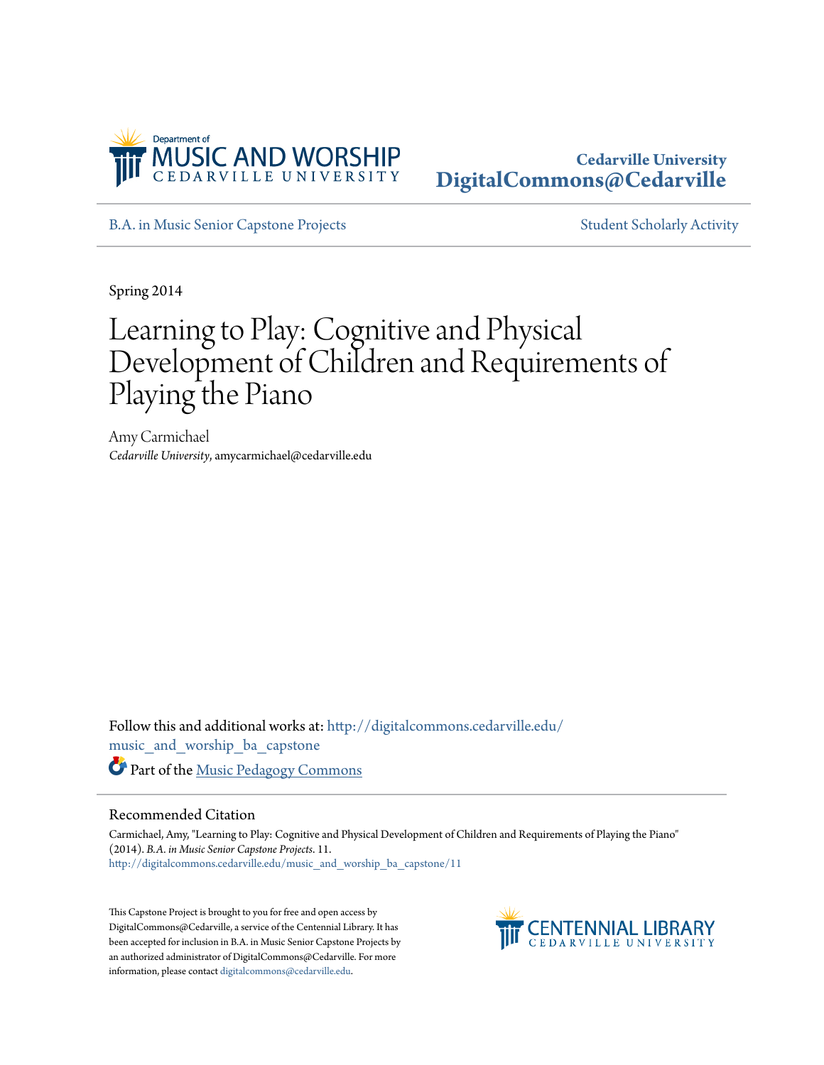Department of
MUSIC AND WORSHIP
CEDARVILLE UNIVERSITY

Cedarville University
**DigitalCommons@Cedarville**

B.A. in Music Senior Capstone Projects

Student Scholarly Activity

Spring 2014

# Learning to Play: Cognitive and Physical Development of Children and Requirements of Playing the Piano

Amy Carmichael
*Cedarville University*, amycarmichael@cedarville.edu

Follow this and additional works at: http://digitalcommons.cedarville.edu/music_and_worship_ba_capstone

Part of the Music Pedagogy Commons

## Recommended Citation

Carmichael, Amy, "Learning to Play: Cognitive and Physical Development of Children and Requirements of Playing the Piano" (2014). *B.A. in Music Senior Capstone Projects*. 11.
http://digitalcommons.cedarville.edu/music_and_worship_ba_capstone/11

This Capstone Project is brought to you for free and open access by DigitalCommons@Cedarville, a service of the Centennial Library. It has been accepted for inclusion in B.A. in Music Senior Capstone Projects by an authorized administrator of DigitalCommons@Cedarville. For more information, please contact digitalcommons@cedarville.edu.

CENTENNIAL LIBRARY
CEDARVILLE UNIVERSITY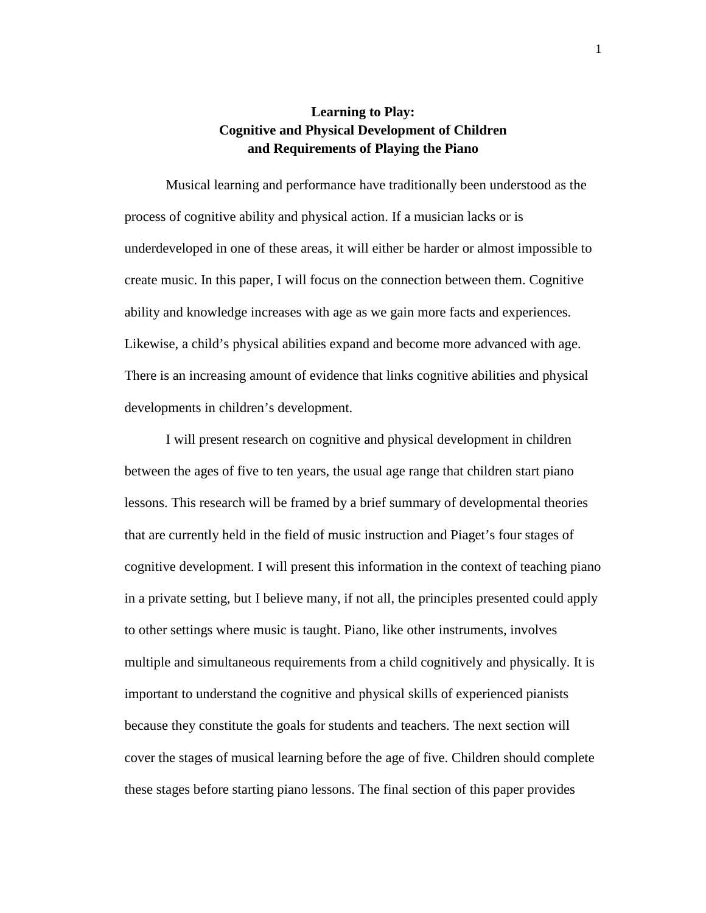**Learning to Play:
Cognitive and Physical Development of Children
and Requirements of Playing the Piano**

Musical learning and performance have traditionally been understood as the process of cognitive ability and physical action. If a musician lacks or is underdeveloped in one of these areas, it will either be harder or almost impossible to create music. In this paper, I will focus on the connection between them. Cognitive ability and knowledge increases with age as we gain more facts and experiences. Likewise, a child's physical abilities expand and become more advanced with age. There is an increasing amount of evidence that links cognitive abilities and physical developments in children's development.

I will present research on cognitive and physical development in children between the ages of five to ten years, the usual age range that children start piano lessons. This research will be framed by a brief summary of developmental theories that are currently held in the field of music instruction and Piaget's four stages of cognitive development. I will present this information in the context of teaching piano in a private setting, but I believe many, if not all, the principles presented could apply to other settings where music is taught. Piano, like other instruments, involves multiple and simultaneous requirements from a child cognitively and physically. It is important to understand the cognitive and physical skills of experienced pianists because they constitute the goals for students and teachers. The next section will cover the stages of musical learning before the age of five. Children should complete these stages before starting piano lessons. The final section of this paper provides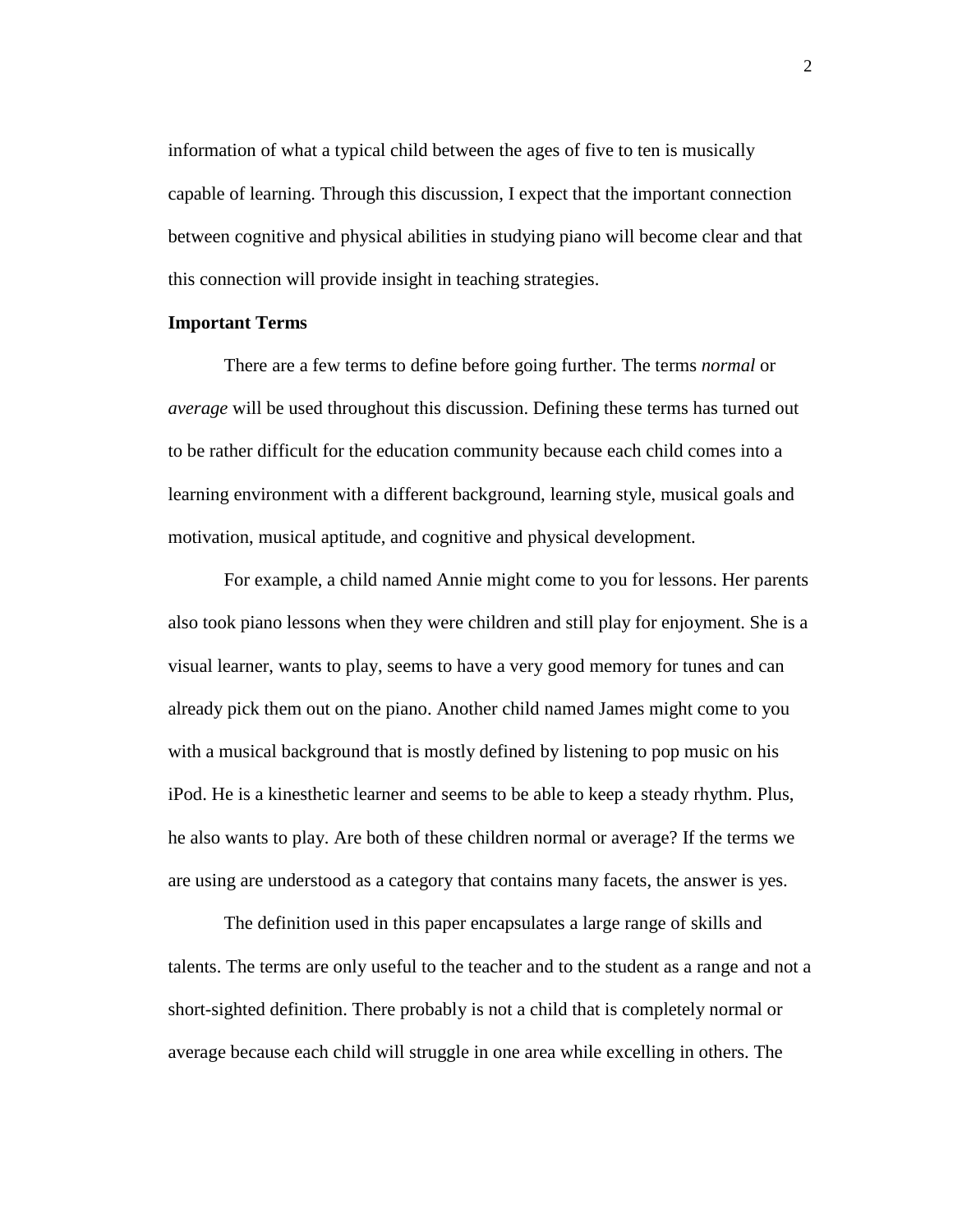information of what a typical child between the ages of five to ten is musically capable of learning. Through this discussion, I expect that the important connection between cognitive and physical abilities in studying piano will become clear and that this connection will provide insight in teaching strategies.

**Important Terms**

There are a few terms to define before going further. The terms *normal* or *average* will be used throughout this discussion. Defining these terms has turned out to be rather difficult for the education community because each child comes into a learning environment with a different background, learning style, musical goals and motivation, musical aptitude, and cognitive and physical development.

For example, a child named Annie might come to you for lessons. Her parents also took piano lessons when they were children and still play for enjoyment. She is a visual learner, wants to play, seems to have a very good memory for tunes and can already pick them out on the piano. Another child named James might come to you with a musical background that is mostly defined by listening to pop music on his iPod. He is a kinesthetic learner and seems to be able to keep a steady rhythm. Plus, he also wants to play. Are both of these children normal or average? If the terms we are using are understood as a category that contains many facets, the answer is yes.

The definition used in this paper encapsulates a large range of skills and talents. The terms are only useful to the teacher and to the student as a range and not a short-sighted definition. There probably is not a child that is completely normal or average because each child will struggle in one area while excelling in others. The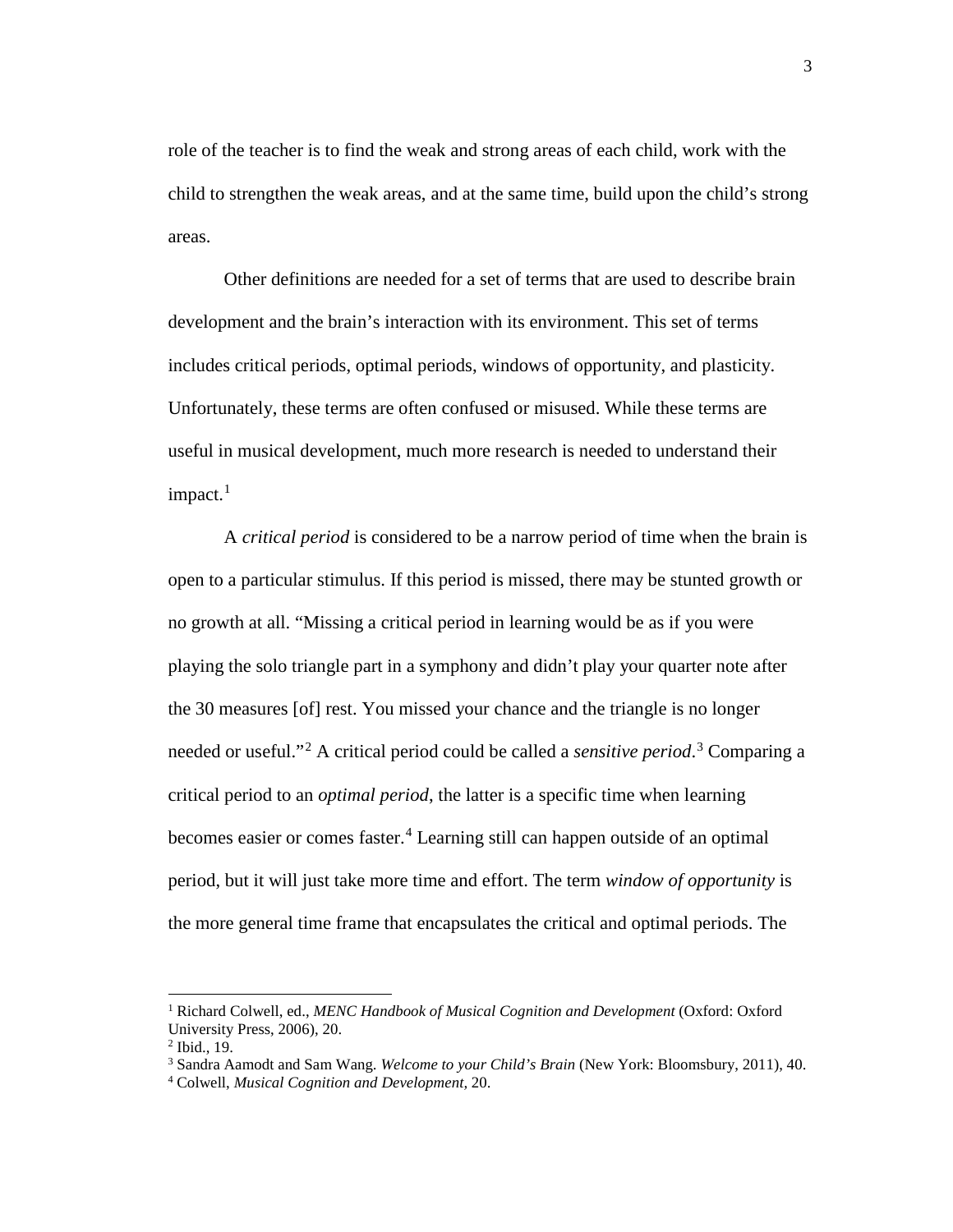role of the teacher is to find the weak and strong areas of each child, work with the child to strengthen the weak areas, and at the same time, build upon the child's strong areas.

Other definitions are needed for a set of terms that are used to describe brain development and the brain's interaction with its environment. This set of terms includes critical periods, optimal periods, windows of opportunity, and plasticity. Unfortunately, these terms are often confused or misused. While these terms are useful in musical development, much more research is needed to understand their impact.[1]

A *critical period* is considered to be a narrow period of time when the brain is open to a particular stimulus. If this period is missed, there may be stunted growth or no growth at all. "Missing a critical period in learning would be as if you were playing the solo triangle part in a symphony and didn't play your quarter note after the 30 measures [of] rest. You missed your chance and the triangle is no longer needed or useful."[2] A critical period could be called a *sensitive period*.[3] Comparing a critical period to an *optimal period*, the latter is a specific time when learning becomes easier or comes faster.[4] Learning still can happen outside of an optimal period, but it will just take more time and effort. The term *window of opportunity* is the more general time frame that encapsulates the critical and optimal periods. The

---

[1] Richard Colwell, ed., *MENC Handbook of Musical Cognition and Development* (Oxford: Oxford University Press, 2006), 20.

[2] Ibid., 19.

[3] Sandra Aamodt and Sam Wang. *Welcome to your Child's Brain* (New York: Bloomsbury, 2011), 40.

[4] Colwell, *Musical Cognition and Development,* 20.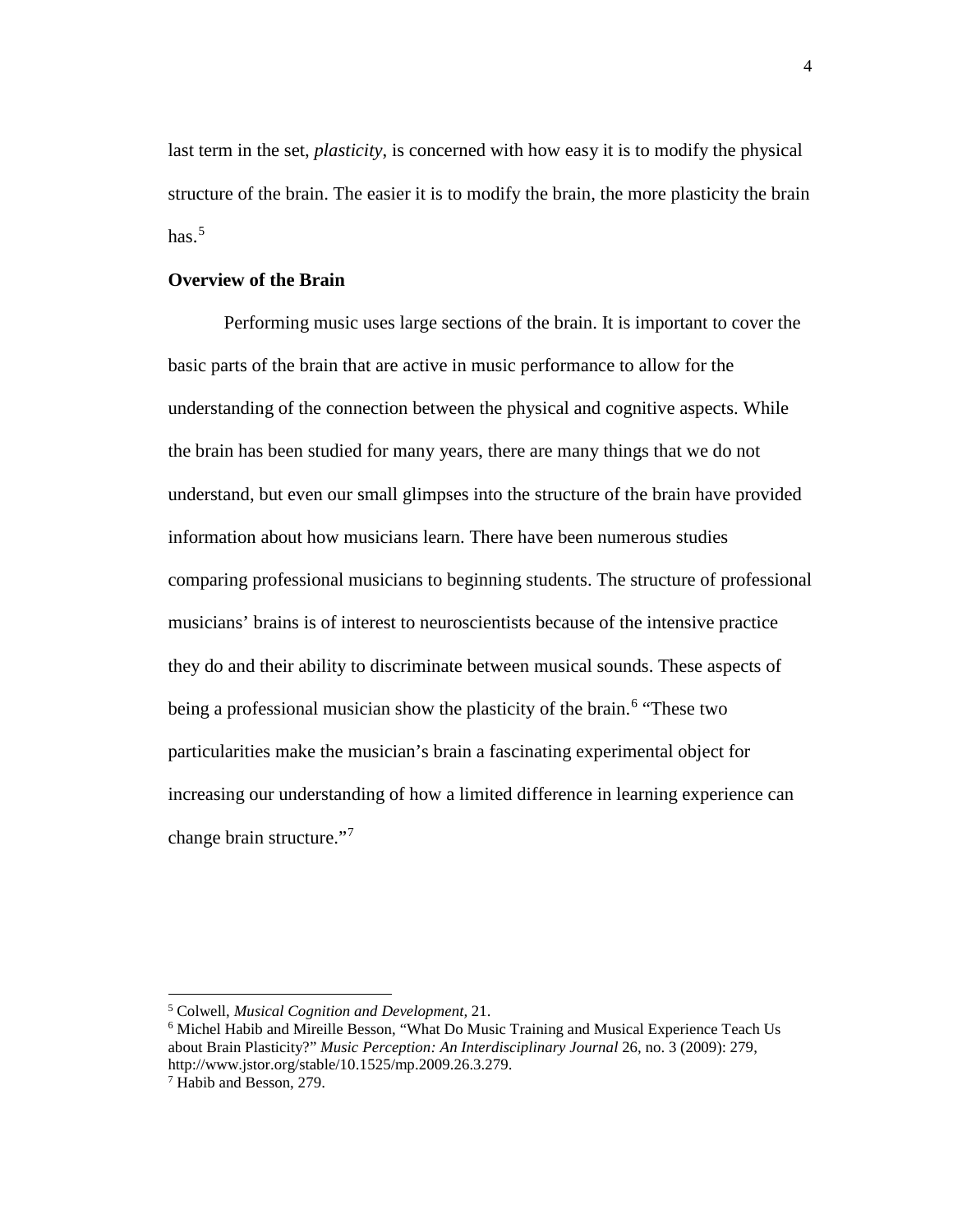last term in the set, *plasticity*, is concerned with how easy it is to modify the physical structure of the brain. The easier it is to modify the brain, the more plasticity the brain has.[5]

**Overview of the Brain**

Performing music uses large sections of the brain. It is important to cover the basic parts of the brain that are active in music performance to allow for the understanding of the connection between the physical and cognitive aspects. While the brain has been studied for many years, there are many things that we do not understand, but even our small glimpses into the structure of the brain have provided information about how musicians learn. There have been numerous studies comparing professional musicians to beginning students. The structure of professional musicians' brains is of interest to neuroscientists because of the intensive practice they do and their ability to discriminate between musical sounds. These aspects of being a professional musician show the plasticity of the brain.[6] "These two particularities make the musician's brain a fascinating experimental object for increasing our understanding of how a limited difference in learning experience can change brain structure."[7]

---

[5] Colwell, *Musical Cognition and Development*, 21.

[6] Michel Habib and Mireille Besson, "What Do Music Training and Musical Experience Teach Us about Brain Plasticity?" *Music Perception: An Interdisciplinary Journal* 26, no. 3 (2009): 279, http://www.jstor.org/stable/10.1525/mp.2009.26.3.279.

[7] Habib and Besson, 279.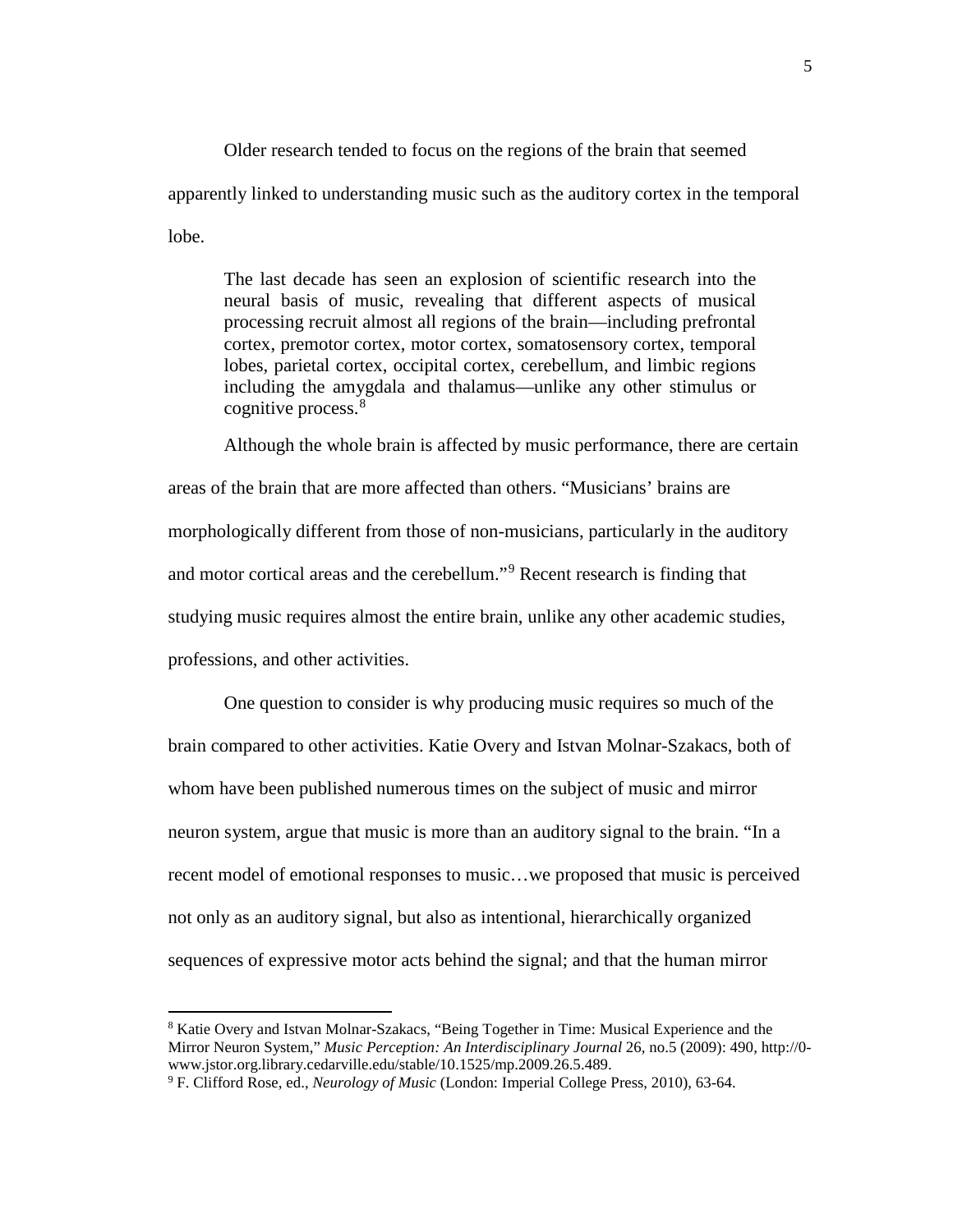Older research tended to focus on the regions of the brain that seemed apparently linked to understanding music such as the auditory cortex in the temporal lobe.

> The last decade has seen an explosion of scientific research into the neural basis of music, revealing that different aspects of musical processing recruit almost all regions of the brain—including prefrontal cortex, premotor cortex, motor cortex, somatosensory cortex, temporal lobes, parietal cortex, occipital cortex, cerebellum, and limbic regions including the amygdala and thalamus—unlike any other stimulus or cognitive process.[8]

Although the whole brain is affected by music performance, there are certain areas of the brain that are more affected than others. "Musicians' brains are morphologically different from those of non-musicians, particularly in the auditory and motor cortical areas and the cerebellum."[9] Recent research is finding that studying music requires almost the entire brain, unlike any other academic studies, professions, and other activities.

One question to consider is why producing music requires so much of the brain compared to other activities. Katie Overy and Istvan Molnar-Szakacs, both of whom have been published numerous times on the subject of music and mirror neuron system, argue that music is more than an auditory signal to the brain. "In a recent model of emotional responses to music…we proposed that music is perceived not only as an auditory signal, but also as intentional, hierarchically organized sequences of expressive motor acts behind the signal; and that the human mirror

---

[8] Katie Overy and Istvan Molnar-Szakacs, "Being Together in Time: Musical Experience and the Mirror Neuron System," *Music Perception: An Interdisciplinary Journal* 26, no.5 (2009): 490, http://0-www.jstor.org.library.cedarville.edu/stable/10.1525/mp.2009.26.5.489.

[9] F. Clifford Rose, ed., *Neurology of Music* (London: Imperial College Press, 2010), 63-64.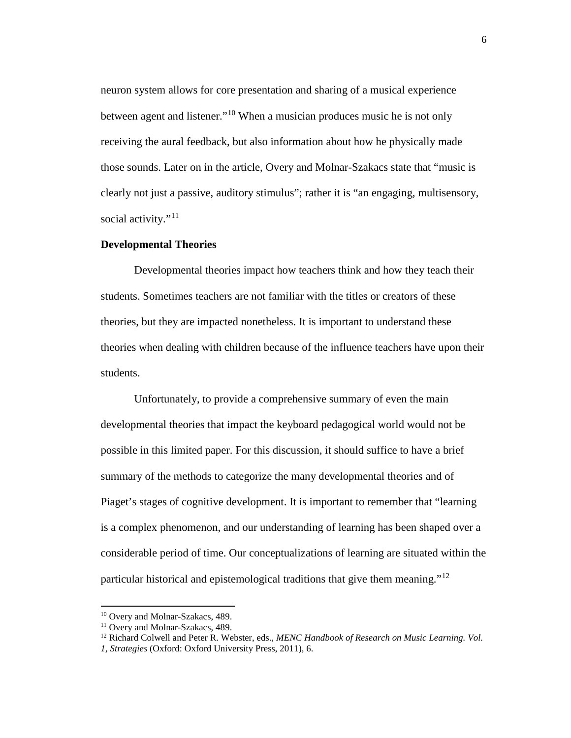neuron system allows for core presentation and sharing of a musical experience between agent and listener."[10] When a musician produces music he is not only receiving the aural feedback, but also information about how he physically made those sounds. Later on in the article, Overy and Molnar-Szakacs state that "music is clearly not just a passive, auditory stimulus"; rather it is "an engaging, multisensory, social activity."[11]

**Developmental Theories**

Developmental theories impact how teachers think and how they teach their students. Sometimes teachers are not familiar with the titles or creators of these theories, but they are impacted nonetheless. It is important to understand these theories when dealing with children because of the influence teachers have upon their students.

Unfortunately, to provide a comprehensive summary of even the main developmental theories that impact the keyboard pedagogical world would not be possible in this limited paper. For this discussion, it should suffice to have a brief summary of the methods to categorize the many developmental theories and of Piaget's stages of cognitive development. It is important to remember that "learning is a complex phenomenon, and our understanding of learning has been shaped over a considerable period of time. Our conceptualizations of learning are situated within the particular historical and epistemological traditions that give them meaning."[12]

---

[10] Overy and Molnar-Szakacs, 489.

[11] Overy and Molnar-Szakacs, 489.

[12] Richard Colwell and Peter R. Webster, eds., *MENC Handbook of Research on Music Learning. Vol. 1, Strategies* (Oxford: Oxford University Press, 2011), 6.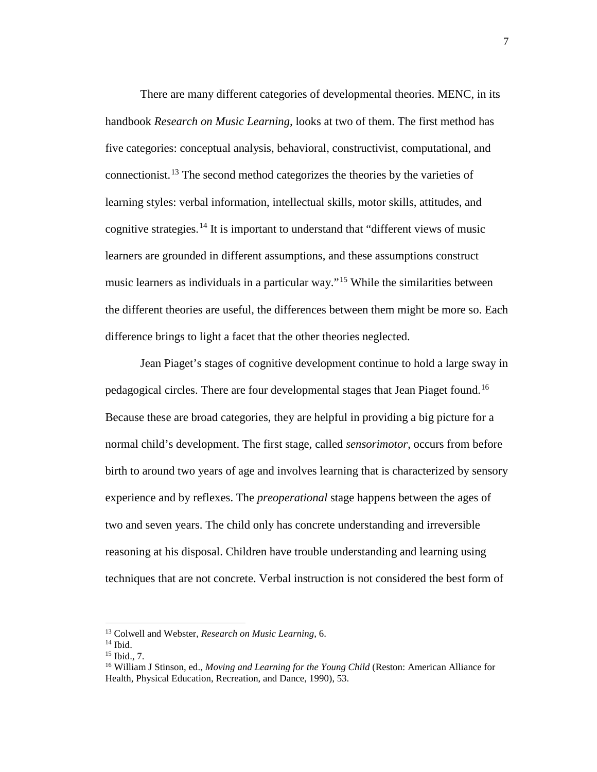There are many different categories of developmental theories. MENC, in its handbook *Research on Music Learning*, looks at two of them. The first method has five categories: conceptual analysis, behavioral, constructivist, computational, and connectionist.[13] The second method categorizes the theories by the varieties of learning styles: verbal information, intellectual skills, motor skills, attitudes, and cognitive strategies.[14] It is important to understand that "different views of music learners are grounded in different assumptions, and these assumptions construct music learners as individuals in a particular way."[15] While the similarities between the different theories are useful, the differences between them might be more so. Each difference brings to light a facet that the other theories neglected.

Jean Piaget's stages of cognitive development continue to hold a large sway in pedagogical circles. There are four developmental stages that Jean Piaget found.[16] Because these are broad categories, they are helpful in providing a big picture for a normal child's development. The first stage, called *sensorimotor*, occurs from before birth to around two years of age and involves learning that is characterized by sensory experience and by reflexes. The *preoperational* stage happens between the ages of two and seven years. The child only has concrete understanding and irreversible reasoning at his disposal. Children have trouble understanding and learning using techniques that are not concrete. Verbal instruction is not considered the best form of

---

[13] Colwell and Webster, *Research on Music Learning*, 6.

[14] Ibid.

[15] Ibid., 7.

[16] William J Stinson, ed., *Moving and Learning for the Young Child* (Reston: American Alliance for Health, Physical Education, Recreation, and Dance, 1990), 53.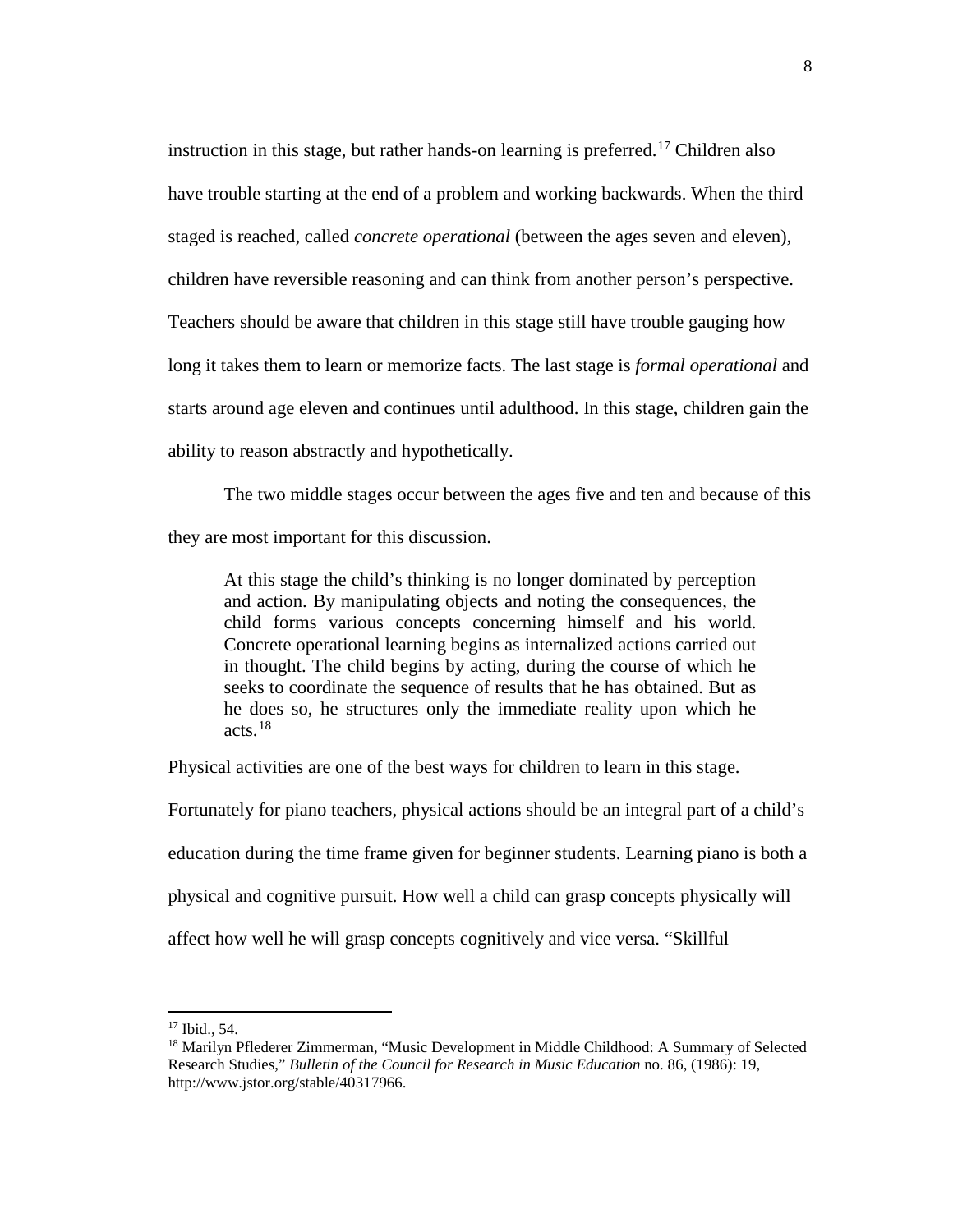instruction in this stage, but rather hands-on learning is preferred.[17] Children also have trouble starting at the end of a problem and working backwards. When the third staged is reached, called *concrete operational* (between the ages seven and eleven), children have reversible reasoning and can think from another person's perspective. Teachers should be aware that children in this stage still have trouble gauging how long it takes them to learn or memorize facts. The last stage is *formal operational* and starts around age eleven and continues until adulthood. In this stage, children gain the ability to reason abstractly and hypothetically.

The two middle stages occur between the ages five and ten and because of this they are most important for this discussion.

> At this stage the child's thinking is no longer dominated by perception and action. By manipulating objects and noting the consequences, the child forms various concepts concerning himself and his world. Concrete operational learning begins as internalized actions carried out in thought. The child begins by acting, during the course of which he seeks to coordinate the sequence of results that he has obtained. But as he does so, he structures only the immediate reality upon which he acts.[18]

Physical activities are one of the best ways for children to learn in this stage. Fortunately for piano teachers, physical actions should be an integral part of a child's education during the time frame given for beginner students. Learning piano is both a physical and cognitive pursuit. How well a child can grasp concepts physically will affect how well he will grasp concepts cognitively and vice versa. "Skillful

---

[17] Ibid., 54.

[18] Marilyn Pflederer Zimmerman, "Music Development in Middle Childhood: A Summary of Selected Research Studies," *Bulletin of the Council for Research in Music Education* no. 86, (1986): 19, http://www.jstor.org/stable/40317966.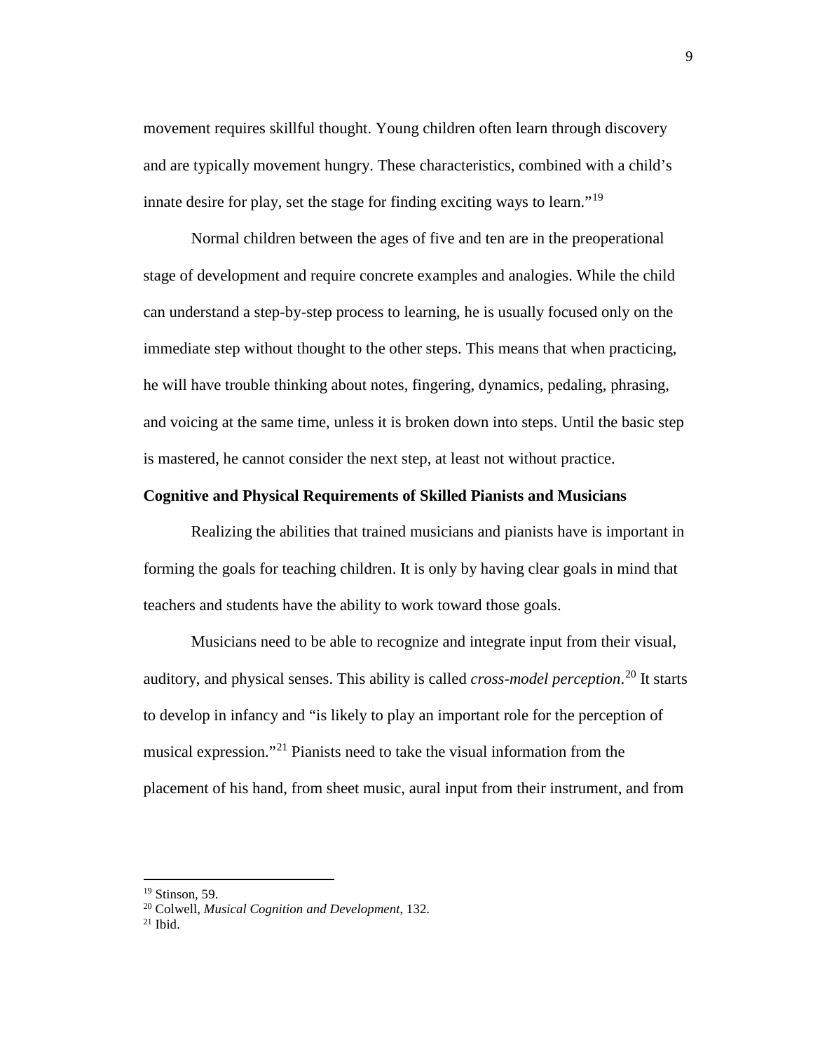movement requires skillful thought. Young children often learn through discovery and are typically movement hungry. These characteristics, combined with a child's innate desire for play, set the stage for finding exciting ways to learn."[19]

Normal children between the ages of five and ten are in the preoperational stage of development and require concrete examples and analogies. While the child can understand a step-by-step process to learning, he is usually focused only on the immediate step without thought to the other steps. This means that when practicing, he will have trouble thinking about notes, fingering, dynamics, pedaling, phrasing, and voicing at the same time, unless it is broken down into steps. Until the basic step is mastered, he cannot consider the next step, at least not without practice.

**Cognitive and Physical Requirements of Skilled Pianists and Musicians**

Realizing the abilities that trained musicians and pianists have is important in forming the goals for teaching children. It is only by having clear goals in mind that teachers and students have the ability to work toward those goals.

Musicians need to be able to recognize and integrate input from their visual, auditory, and physical senses. This ability is called *cross-model perception*.[20] It starts to develop in infancy and "is likely to play an important role for the perception of musical expression."[21] Pianists need to take the visual information from the placement of his hand, from sheet music, aural input from their instrument, and from

---

[19] Stinson, 59.

[20] Colwell, *Musical Cognition and Development*, 132.

[21] Ibid.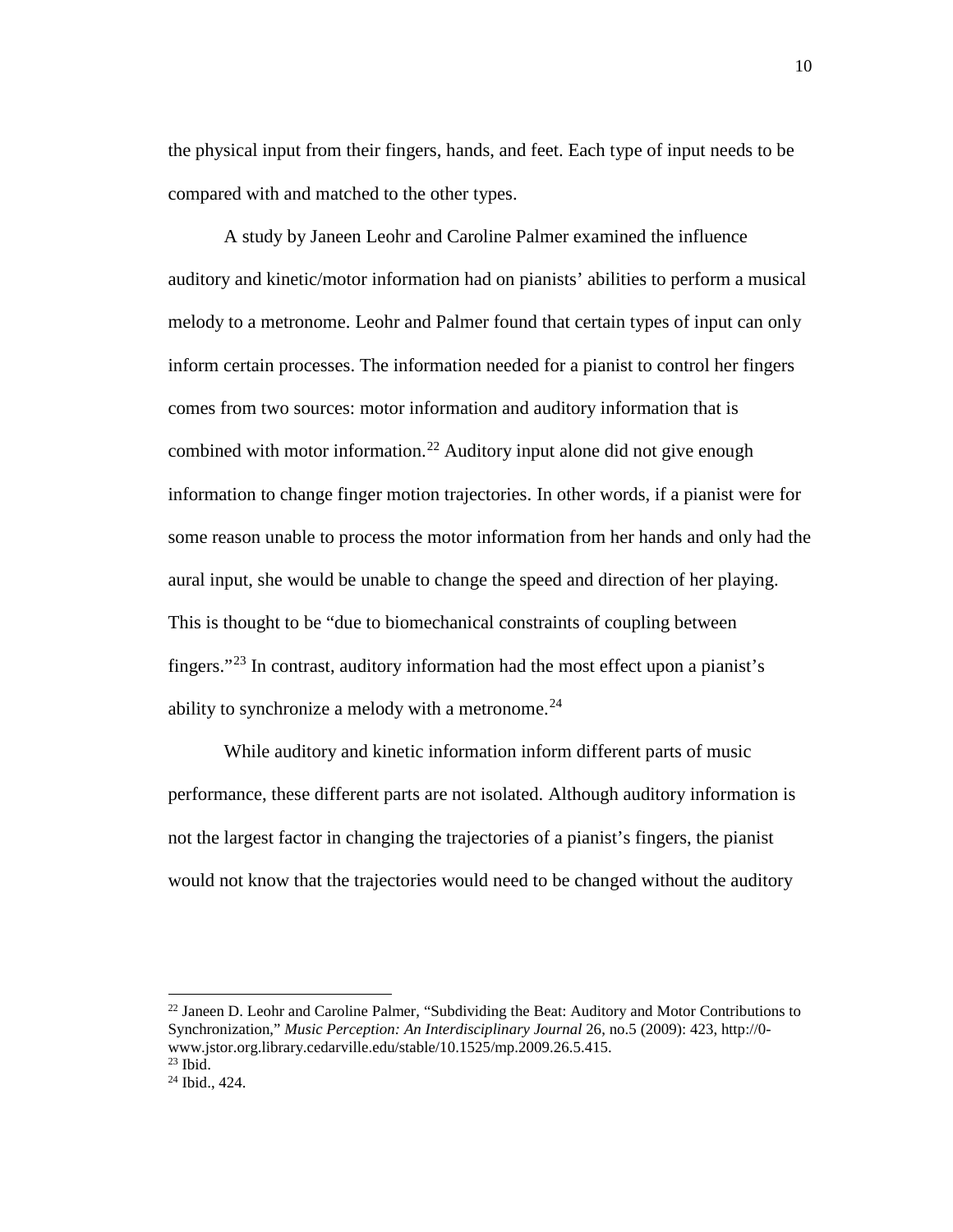the physical input from their fingers, hands, and feet. Each type of input needs to be compared with and matched to the other types.

A study by Janeen Leohr and Caroline Palmer examined the influence auditory and kinetic/motor information had on pianists' abilities to perform a musical melody to a metronome. Leohr and Palmer found that certain types of input can only inform certain processes. The information needed for a pianist to control her fingers comes from two sources: motor information and auditory information that is combined with motor information.[22] Auditory input alone did not give enough information to change finger motion trajectories. In other words, if a pianist were for some reason unable to process the motor information from her hands and only had the aural input, she would be unable to change the speed and direction of her playing. This is thought to be "due to biomechanical constraints of coupling between fingers."[23] In contrast, auditory information had the most effect upon a pianist's ability to synchronize a melody with a metronome.[24]

While auditory and kinetic information inform different parts of music performance, these different parts are not isolated. Although auditory information is not the largest factor in changing the trajectories of a pianist's fingers, the pianist would not know that the trajectories would need to be changed without the auditory

---

[22] Janeen D. Leohr and Caroline Palmer, "Subdividing the Beat: Auditory and Motor Contributions to Synchronization," *Music Perception: An Interdisciplinary Journal* 26, no.5 (2009): 423, http://0-www.jstor.org.library.cedarville.edu/stable/10.1525/mp.2009.26.5.415.
[23] Ibid.
[24] Ibid., 424.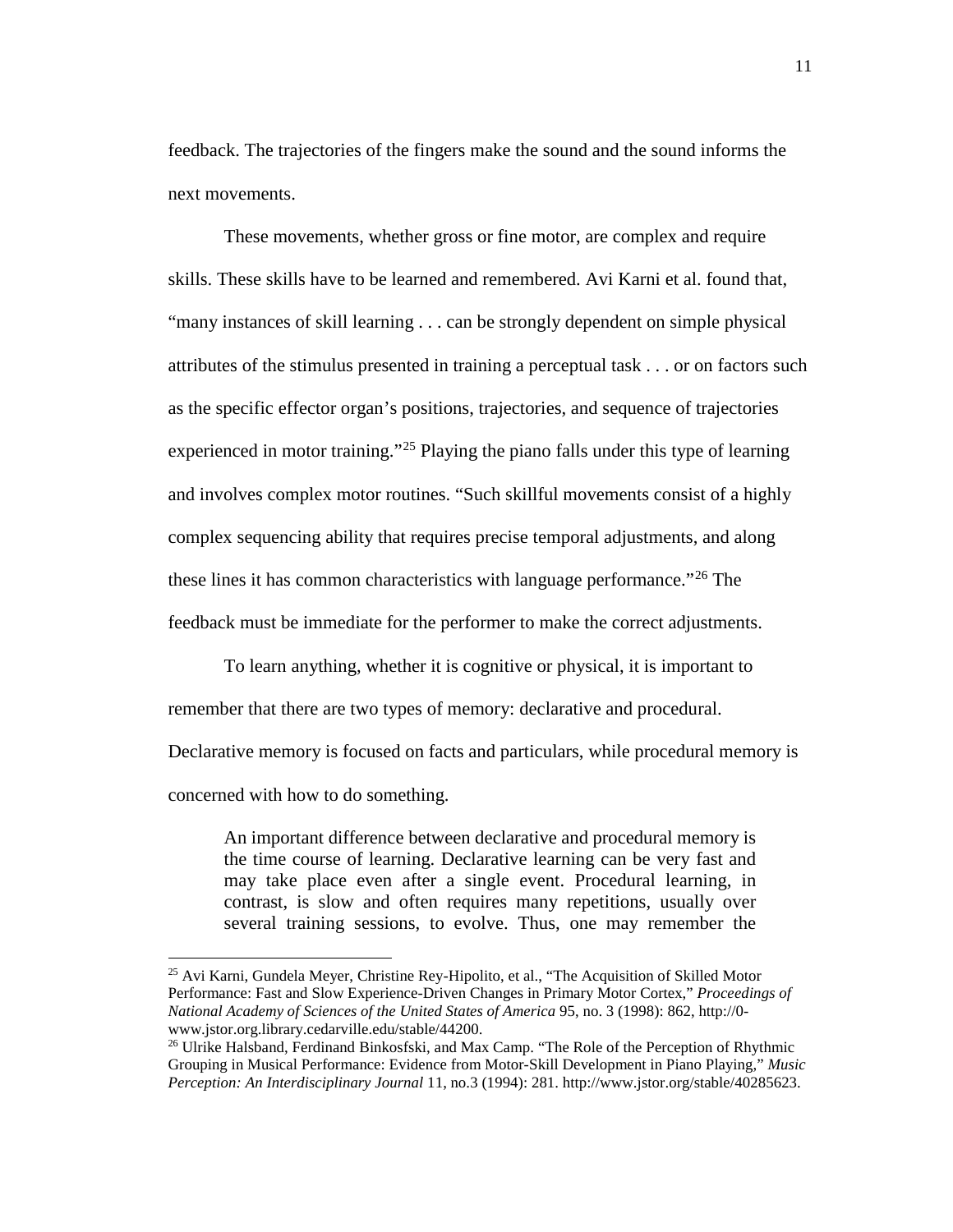feedback. The trajectories of the fingers make the sound and the sound informs the next movements.

These movements, whether gross or fine motor, are complex and require skills. These skills have to be learned and remembered. Avi Karni et al. found that, "many instances of skill learning . . . can be strongly dependent on simple physical attributes of the stimulus presented in training a perceptual task . . . or on factors such as the specific effector organ's positions, trajectories, and sequence of trajectories experienced in motor training."[25] Playing the piano falls under this type of learning and involves complex motor routines. "Such skillful movements consist of a highly complex sequencing ability that requires precise temporal adjustments, and along these lines it has common characteristics with language performance."[26] The feedback must be immediate for the performer to make the correct adjustments.

To learn anything, whether it is cognitive or physical, it is important to remember that there are two types of memory: declarative and procedural. Declarative memory is focused on facts and particulars, while procedural memory is concerned with how to do something.

> An important difference between declarative and procedural memory is the time course of learning. Declarative learning can be very fast and may take place even after a single event. Procedural learning, in contrast, is slow and often requires many repetitions, usually over several training sessions, to evolve. Thus, one may remember the

---

[25] Avi Karni, Gundela Meyer, Christine Rey-Hipolito, et al., "The Acquisition of Skilled Motor Performance: Fast and Slow Experience-Driven Changes in Primary Motor Cortex," *Proceedings of National Academy of Sciences of the United States of America* 95, no. 3 (1998): 862, http://0-www.jstor.org.library.cedarville.edu/stable/44200.

[26] Ulrike Halsband, Ferdinand Binkosfski, and Max Camp. "The Role of the Perception of Rhythmic Grouping in Musical Performance: Evidence from Motor-Skill Development in Piano Playing," *Music Perception: An Interdisciplinary Journal* 11, no.3 (1994): 281. http://www.jstor.org/stable/40285623.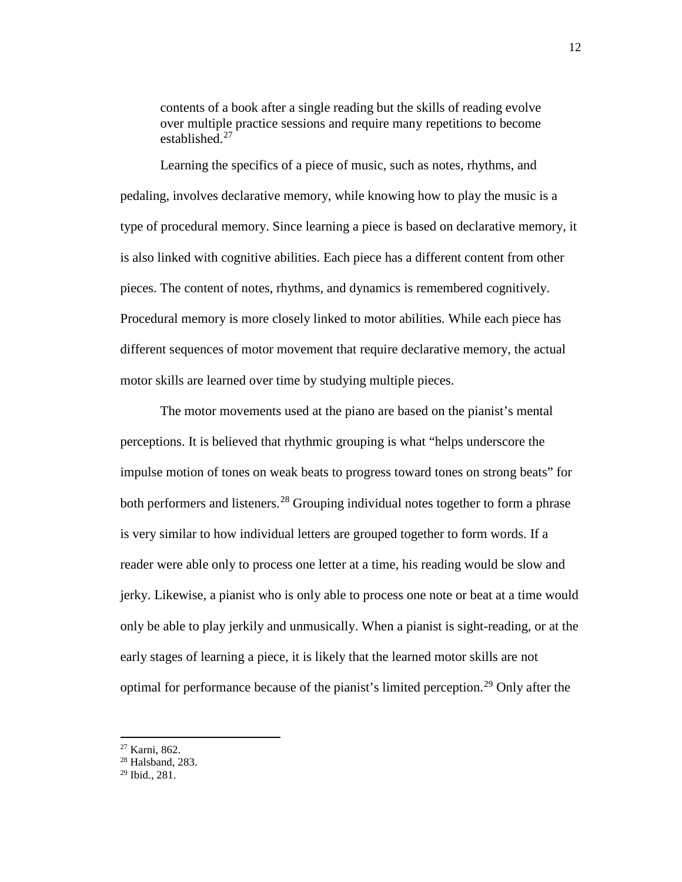> contents of a book after a single reading but the skills of reading evolve over multiple practice sessions and require many repetitions to become established.[27]

Learning the specifics of a piece of music, such as notes, rhythms, and pedaling, involves declarative memory, while knowing how to play the music is a type of procedural memory. Since learning a piece is based on declarative memory, it is also linked with cognitive abilities. Each piece has a different content from other pieces. The content of notes, rhythms, and dynamics is remembered cognitively. Procedural memory is more closely linked to motor abilities. While each piece has different sequences of motor movement that require declarative memory, the actual motor skills are learned over time by studying multiple pieces.

The motor movements used at the piano are based on the pianist's mental perceptions. It is believed that rhythmic grouping is what "helps underscore the impulse motion of tones on weak beats to progress toward tones on strong beats" for both performers and listeners.[28] Grouping individual notes together to form a phrase is very similar to how individual letters are grouped together to form words. If a reader were able only to process one letter at a time, his reading would be slow and jerky. Likewise, a pianist who is only able to process one note or beat at a time would only be able to play jerkily and unmusically. When a pianist is sight-reading, or at the early stages of learning a piece, it is likely that the learned motor skills are not optimal for performance because of the pianist's limited perception.[29] Only after the

---

[27] Karni, 862.
[28] Halsband, 283.
[29] Ibid., 281.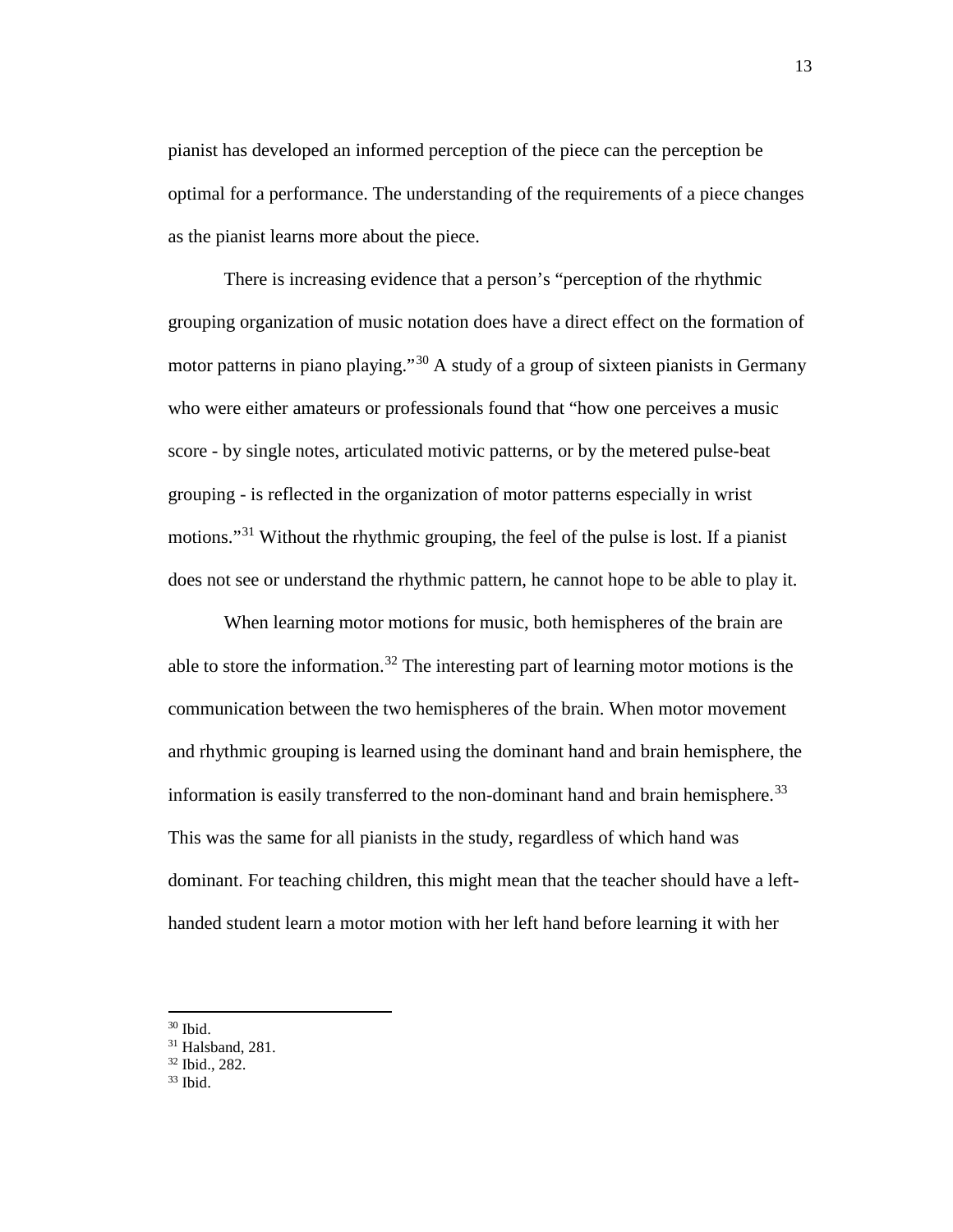pianist has developed an informed perception of the piece can the perception be optimal for a performance. The understanding of the requirements of a piece changes as the pianist learns more about the piece.

There is increasing evidence that a person's "perception of the rhythmic grouping organization of music notation does have a direct effect on the formation of motor patterns in piano playing."[30] A study of a group of sixteen pianists in Germany who were either amateurs or professionals found that "how one perceives a music score - by single notes, articulated motivic patterns, or by the metered pulse-beat grouping - is reflected in the organization of motor patterns especially in wrist motions."[31] Without the rhythmic grouping, the feel of the pulse is lost. If a pianist does not see or understand the rhythmic pattern, he cannot hope to be able to play it.

When learning motor motions for music, both hemispheres of the brain are able to store the information.[32] The interesting part of learning motor motions is the communication between the two hemispheres of the brain. When motor movement and rhythmic grouping is learned using the dominant hand and brain hemisphere, the information is easily transferred to the non-dominant hand and brain hemisphere.[33] This was the same for all pianists in the study, regardless of which hand was dominant. For teaching children, this might mean that the teacher should have a left-handed student learn a motor motion with her left hand before learning it with her

---

[30] Ibid.
[31] Halsband, 281.
[32] Ibid., 282.
[33] Ibid.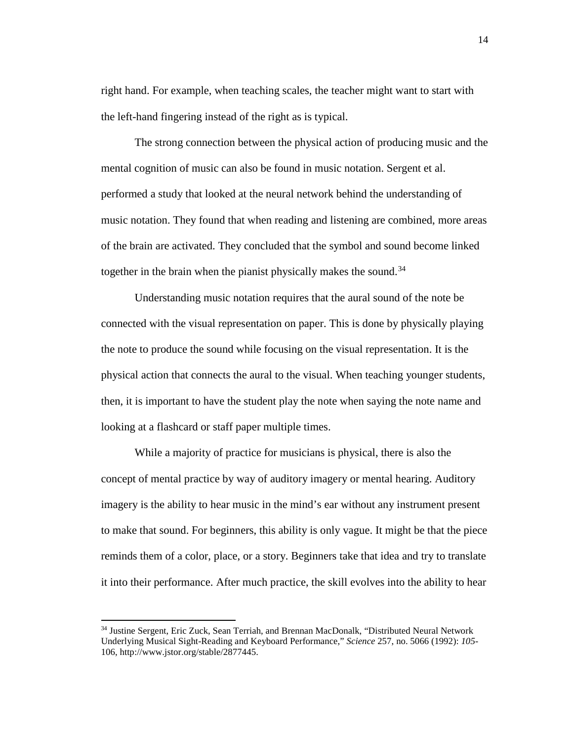right hand. For example, when teaching scales, the teacher might want to start with the left-hand fingering instead of the right as is typical.

The strong connection between the physical action of producing music and the mental cognition of music can also be found in music notation. Sergent et al. performed a study that looked at the neural network behind the understanding of music notation. They found that when reading and listening are combined, more areas of the brain are activated. They concluded that the symbol and sound become linked together in the brain when the pianist physically makes the sound.[34]

Understanding music notation requires that the aural sound of the note be connected with the visual representation on paper. This is done by physically playing the note to produce the sound while focusing on the visual representation. It is the physical action that connects the aural to the visual. When teaching younger students, then, it is important to have the student play the note when saying the note name and looking at a flashcard or staff paper multiple times.

While a majority of practice for musicians is physical, there is also the concept of mental practice by way of auditory imagery or mental hearing. Auditory imagery is the ability to hear music in the mind's ear without any instrument present to make that sound. For beginners, this ability is only vague. It might be that the piece reminds them of a color, place, or a story. Beginners take that idea and try to translate it into their performance. After much practice, the skill evolves into the ability to hear

---

[34] Justine Sergent, Eric Zuck, Sean Terriah, and Brennan MacDonalk, "Distributed Neural Network Underlying Musical Sight-Reading and Keyboard Performance," *Science* 257, no. 5066 (1992): *105*-106, http://www.jstor.org/stable/2877445.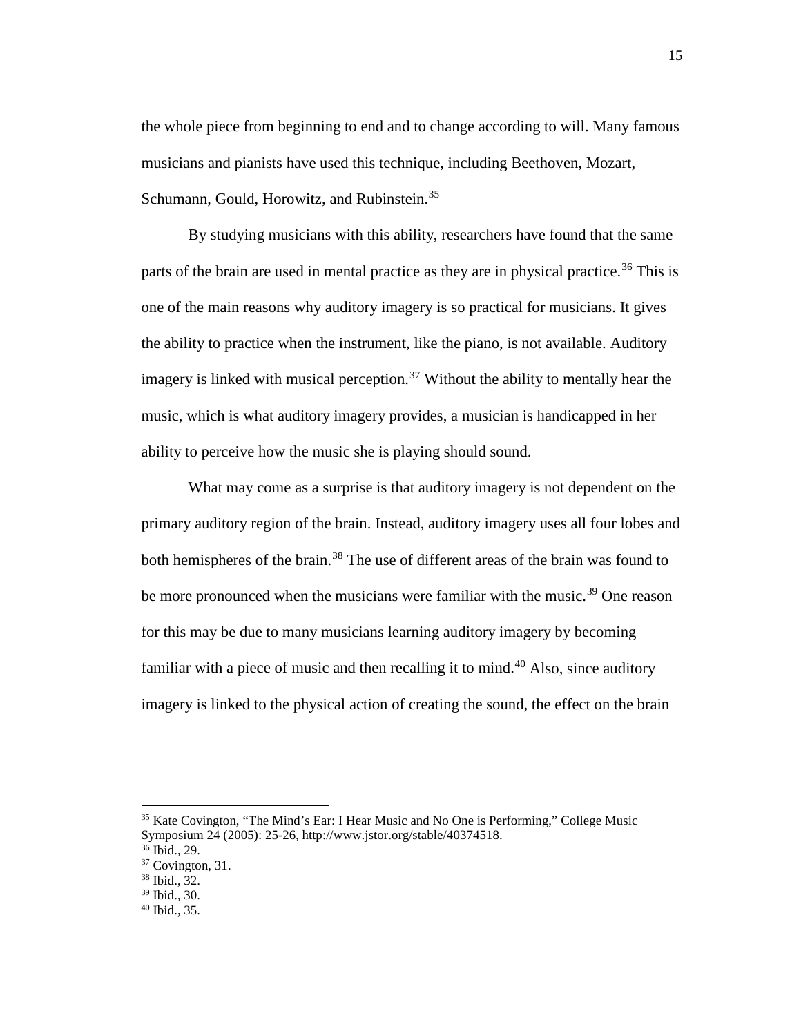the whole piece from beginning to end and to change according to will. Many famous musicians and pianists have used this technique, including Beethoven, Mozart, Schumann, Gould, Horowitz, and Rubinstein.[35]

By studying musicians with this ability, researchers have found that the same parts of the brain are used in mental practice as they are in physical practice.[36] This is one of the main reasons why auditory imagery is so practical for musicians. It gives the ability to practice when the instrument, like the piano, is not available. Auditory imagery is linked with musical perception.[37] Without the ability to mentally hear the music, which is what auditory imagery provides, a musician is handicapped in her ability to perceive how the music she is playing should sound.

What may come as a surprise is that auditory imagery is not dependent on the primary auditory region of the brain. Instead, auditory imagery uses all four lobes and both hemispheres of the brain.[38] The use of different areas of the brain was found to be more pronounced when the musicians were familiar with the music.[39] One reason for this may be due to many musicians learning auditory imagery by becoming familiar with a piece of music and then recalling it to mind.[40] Also, since auditory imagery is linked to the physical action of creating the sound, the effect on the brain

---

[35] Kate Covington, "The Mind's Ear: I Hear Music and No One is Performing," College Music Symposium 24 (2005): 25-26, http://www.jstor.org/stable/40374518.

[36] Ibid., 29.

[37] Covington, 31.

[38] Ibid., 32.

[39] Ibid., 30.

[40] Ibid., 35.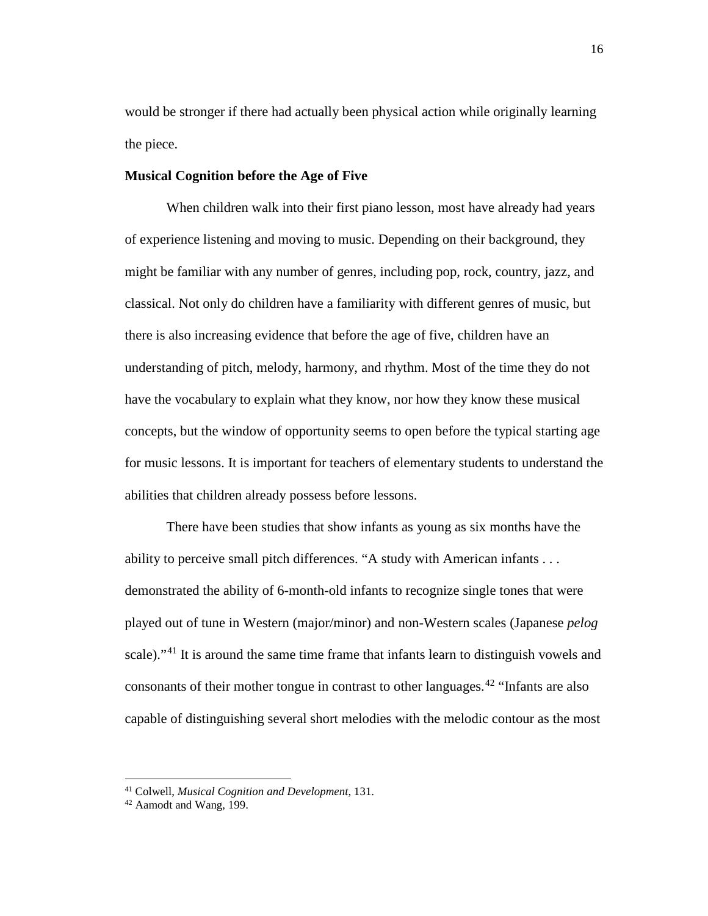would be stronger if there had actually been physical action while originally learning the piece.

**Musical Cognition before the Age of Five**

When children walk into their first piano lesson, most have already had years of experience listening and moving to music. Depending on their background, they might be familiar with any number of genres, including pop, rock, country, jazz, and classical. Not only do children have a familiarity with different genres of music, but there is also increasing evidence that before the age of five, children have an understanding of pitch, melody, harmony, and rhythm. Most of the time they do not have the vocabulary to explain what they know, nor how they know these musical concepts, but the window of opportunity seems to open before the typical starting age for music lessons. It is important for teachers of elementary students to understand the abilities that children already possess before lessons.

There have been studies that show infants as young as six months have the ability to perceive small pitch differences. "A study with American infants . . . demonstrated the ability of 6-month-old infants to recognize single tones that were played out of tune in Western (major/minor) and non-Western scales (Japanese *pelog* scale)."[41] It is around the same time frame that infants learn to distinguish vowels and consonants of their mother tongue in contrast to other languages.[42] "Infants are also capable of distinguishing several short melodies with the melodic contour as the most

---

[41] Colwell, *Musical Cognition and Development*, 131.

[42] Aamodt and Wang, 199.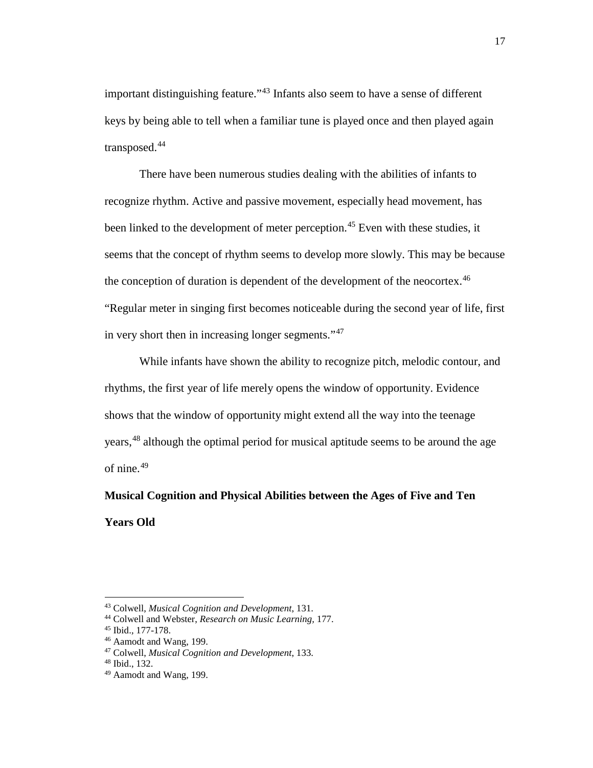important distinguishing feature."[43] Infants also seem to have a sense of different keys by being able to tell when a familiar tune is played once and then played again transposed.[44]

There have been numerous studies dealing with the abilities of infants to recognize rhythm. Active and passive movement, especially head movement, has been linked to the development of meter perception.[45] Even with these studies, it seems that the concept of rhythm seems to develop more slowly. This may be because the conception of duration is dependent of the development of the neocortex.[46] "Regular meter in singing first becomes noticeable during the second year of life, first in very short then in increasing longer segments."[47]

While infants have shown the ability to recognize pitch, melodic contour, and rhythms, the first year of life merely opens the window of opportunity. Evidence shows that the window of opportunity might extend all the way into the teenage years,[48] although the optimal period for musical aptitude seems to be around the age of nine.[49]

## Musical Cognition and Physical Abilities between the Ages of Five and Ten Years Old

---

[43] Colwell, *Musical Cognition and Development*, 131.
[44] Colwell and Webster, *Research on Music Learning*, 177.
[45] Ibid., 177-178.
[46] Aamodt and Wang, 199.
[47] Colwell, *Musical Cognition and Development*, 133.
[48] Ibid., 132.
[49] Aamodt and Wang, 199.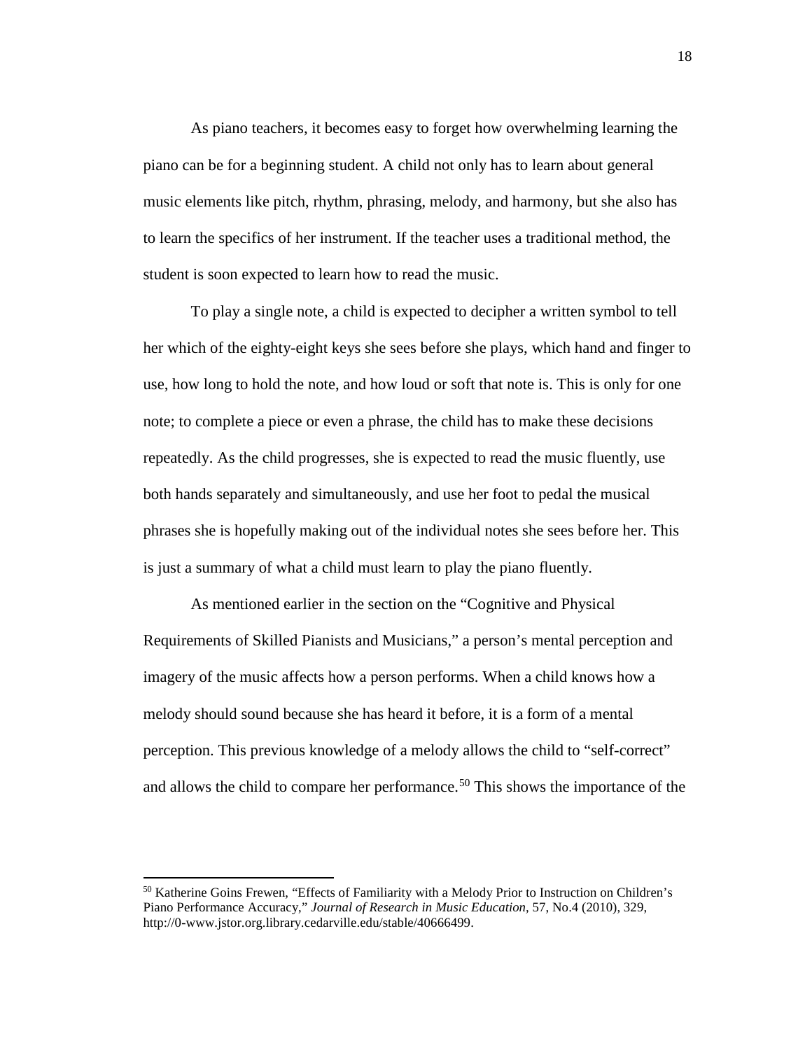As piano teachers, it becomes easy to forget how overwhelming learning the piano can be for a beginning student. A child not only has to learn about general music elements like pitch, rhythm, phrasing, melody, and harmony, but she also has to learn the specifics of her instrument. If the teacher uses a traditional method, the student is soon expected to learn how to read the music.

To play a single note, a child is expected to decipher a written symbol to tell her which of the eighty-eight keys she sees before she plays, which hand and finger to use, how long to hold the note, and how loud or soft that note is. This is only for one note; to complete a piece or even a phrase, the child has to make these decisions repeatedly. As the child progresses, she is expected to read the music fluently, use both hands separately and simultaneously, and use her foot to pedal the musical phrases she is hopefully making out of the individual notes she sees before her. This is just a summary of what a child must learn to play the piano fluently.

As mentioned earlier in the section on the "Cognitive and Physical Requirements of Skilled Pianists and Musicians," a person's mental perception and imagery of the music affects how a person performs. When a child knows how a melody should sound because she has heard it before, it is a form of a mental perception. This previous knowledge of a melody allows the child to "self-correct" and allows the child to compare her performance.[50] This shows the importance of the

---

[50] Katherine Goins Frewen, "Effects of Familiarity with a Melody Prior to Instruction on Children's Piano Performance Accuracy," *Journal of Research in Music Education*, 57, No.4 (2010), 329, http://0-www.jstor.org.library.cedarville.edu/stable/40666499.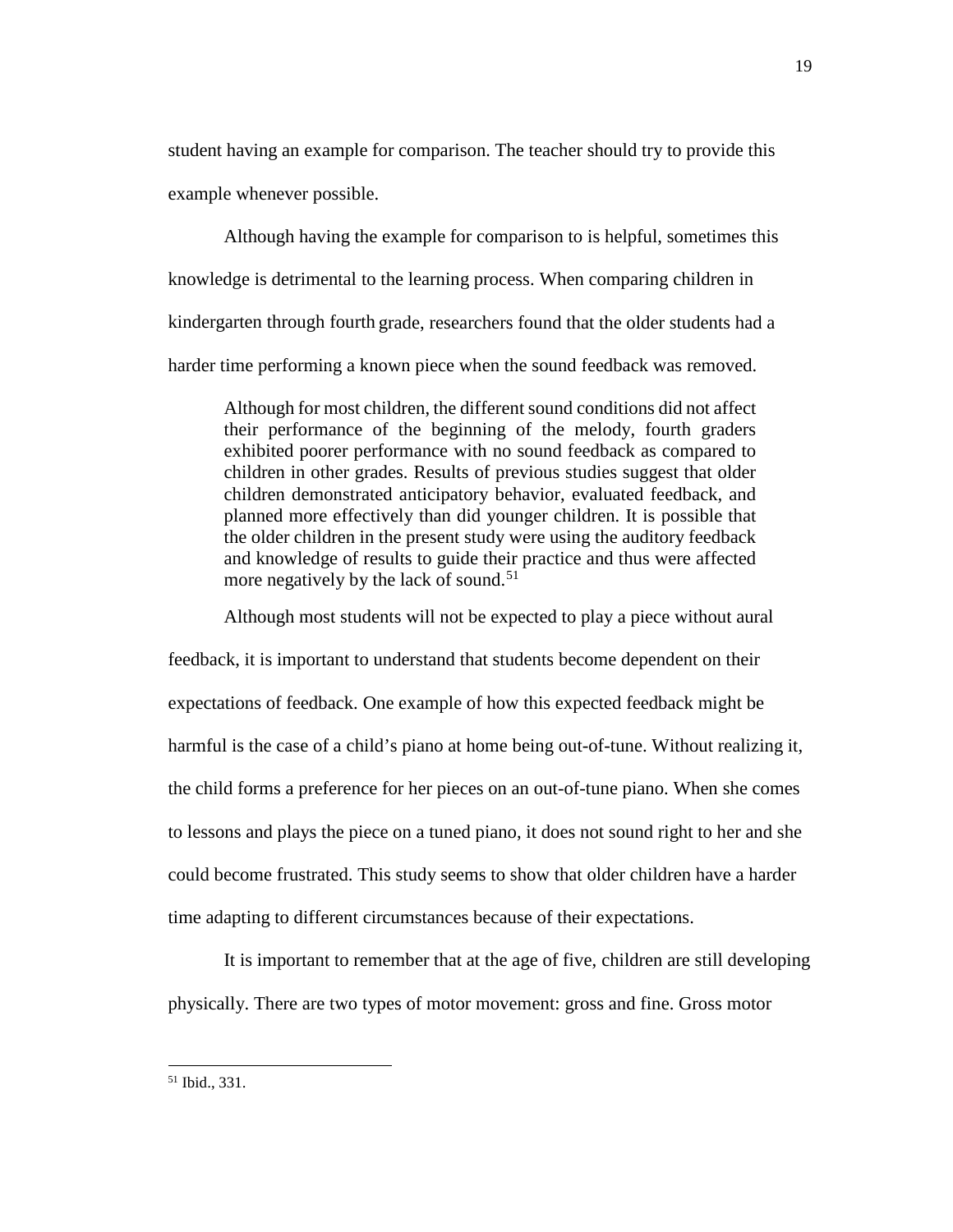student having an example for comparison. The teacher should try to provide this example whenever possible.

Although having the example for comparison to is helpful, sometimes this knowledge is detrimental to the learning process. When comparing children in kindergarten through fourth grade, researchers found that the older students had a harder time performing a known piece when the sound feedback was removed.

> Although for most children, the different sound conditions did not affect their performance of the beginning of the melody, fourth graders exhibited poorer performance with no sound feedback as compared to children in other grades. Results of previous studies suggest that older children demonstrated anticipatory behavior, evaluated feedback, and planned more effectively than did younger children. It is possible that the older children in the present study were using the auditory feedback and knowledge of results to guide their practice and thus were affected more negatively by the lack of sound.[51]

Although most students will not be expected to play a piece without aural feedback, it is important to understand that students become dependent on their expectations of feedback. One example of how this expected feedback might be harmful is the case of a child's piano at home being out-of-tune. Without realizing it, the child forms a preference for her pieces on an out-of-tune piano. When she comes to lessons and plays the piece on a tuned piano, it does not sound right to her and she could become frustrated. This study seems to show that older children have a harder time adapting to different circumstances because of their expectations.

It is important to remember that at the age of five, children are still developing physically. There are two types of motor movement: gross and fine. Gross motor

---

[51] Ibid., 331.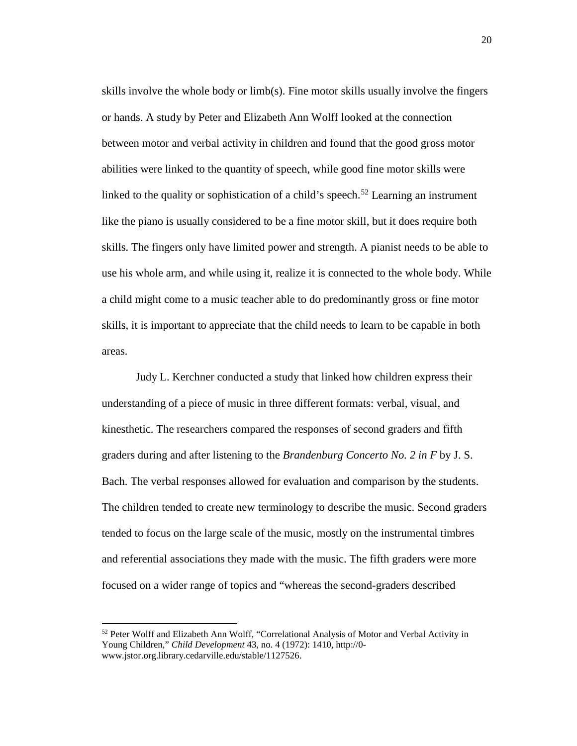skills involve the whole body or limb(s). Fine motor skills usually involve the fingers or hands. A study by Peter and Elizabeth Ann Wolff looked at the connection between motor and verbal activity in children and found that the good gross motor abilities were linked to the quantity of speech, while good fine motor skills were linked to the quality or sophistication of a child's speech.[52] Learning an instrument like the piano is usually considered to be a fine motor skill, but it does require both skills. The fingers only have limited power and strength. A pianist needs to be able to use his whole arm, and while using it, realize it is connected to the whole body. While a child might come to a music teacher able to do predominantly gross or fine motor skills, it is important to appreciate that the child needs to learn to be capable in both areas.

Judy L. Kerchner conducted a study that linked how children express their understanding of a piece of music in three different formats: verbal, visual, and kinesthetic. The researchers compared the responses of second graders and fifth graders during and after listening to the *Brandenburg Concerto No. 2 in F* by J. S. Bach. The verbal responses allowed for evaluation and comparison by the students. The children tended to create new terminology to describe the music. Second graders tended to focus on the large scale of the music, mostly on the instrumental timbres and referential associations they made with the music. The fifth graders were more focused on a wider range of topics and "whereas the second-graders described

---

[52] Peter Wolff and Elizabeth Ann Wolff, "Correlational Analysis of Motor and Verbal Activity in Young Children," *Child Development* 43, no. 4 (1972): 1410, http://0-www.jstor.org.library.cedarville.edu/stable/1127526.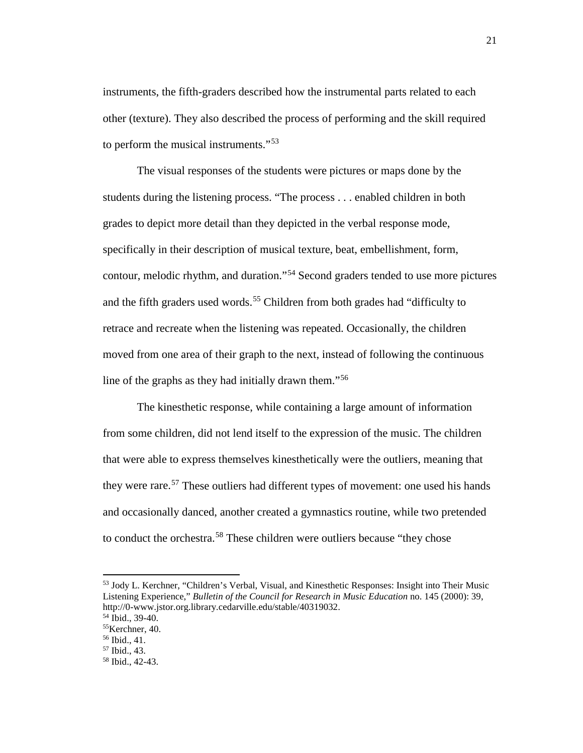instruments, the fifth-graders described how the instrumental parts related to each other (texture). They also described the process of performing and the skill required to perform the musical instruments."[53]

The visual responses of the students were pictures or maps done by the students during the listening process. "The process . . . enabled children in both grades to depict more detail than they depicted in the verbal response mode, specifically in their description of musical texture, beat, embellishment, form, contour, melodic rhythm, and duration."[54] Second graders tended to use more pictures and the fifth graders used words.[55] Children from both grades had "difficulty to retrace and recreate when the listening was repeated. Occasionally, the children moved from one area of their graph to the next, instead of following the continuous line of the graphs as they had initially drawn them."[56]

The kinesthetic response, while containing a large amount of information from some children, did not lend itself to the expression of the music. The children that were able to express themselves kinesthetically were the outliers, meaning that they were rare.[57] These outliers had different types of movement: one used his hands and occasionally danced, another created a gymnastics routine, while two pretended to conduct the orchestra.[58] These children were outliers because "they chose

---

[53] Jody L. Kerchner, "Children's Verbal, Visual, and Kinesthetic Responses: Insight into Their Music Listening Experience," *Bulletin of the Council for Research in Music Education* no. 145 (2000): 39, http://0-www.jstor.org.library.cedarville.edu/stable/40319032.

[54] Ibid., 39-40.

[55] Kerchner, 40.

[56] Ibid., 41.

[57] Ibid., 43.

[58] Ibid., 42-43.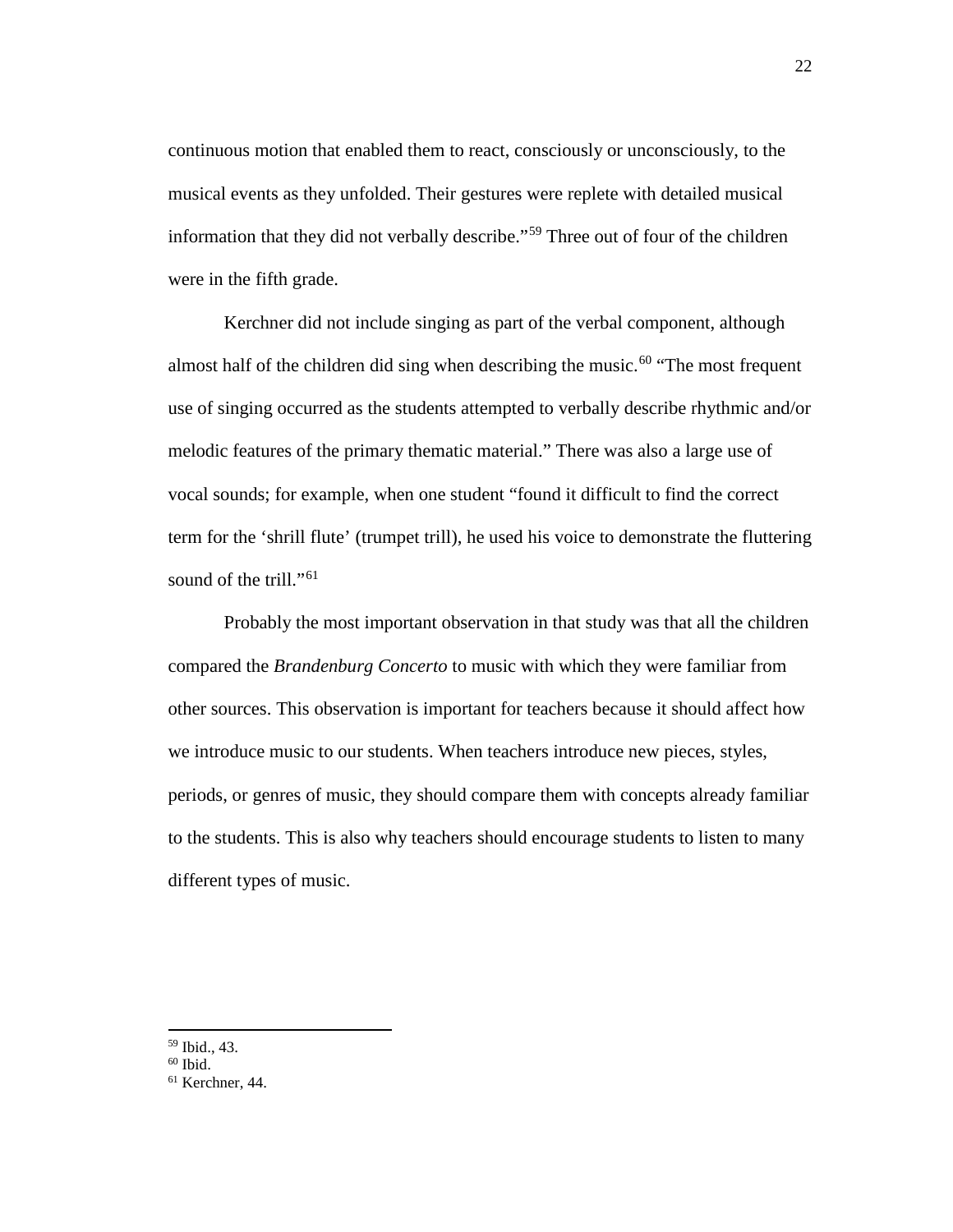continuous motion that enabled them to react, consciously or unconsciously, to the musical events as they unfolded. Their gestures were replete with detailed musical information that they did not verbally describe."[59] Three out of four of the children were in the fifth grade.

Kerchner did not include singing as part of the verbal component, although almost half of the children did sing when describing the music.[60] "The most frequent use of singing occurred as the students attempted to verbally describe rhythmic and/or melodic features of the primary thematic material." There was also a large use of vocal sounds; for example, when one student "found it difficult to find the correct term for the 'shrill flute' (trumpet trill), he used his voice to demonstrate the fluttering sound of the trill."[61]

Probably the most important observation in that study was that all the children compared the *Brandenburg Concerto* to music with which they were familiar from other sources. This observation is important for teachers because it should affect how we introduce music to our students. When teachers introduce new pieces, styles, periods, or genres of music, they should compare them with concepts already familiar to the students. This is also why teachers should encourage students to listen to many different types of music.

---

[59] Ibid., 43.
[60] Ibid.
[61] Kerchner, 44.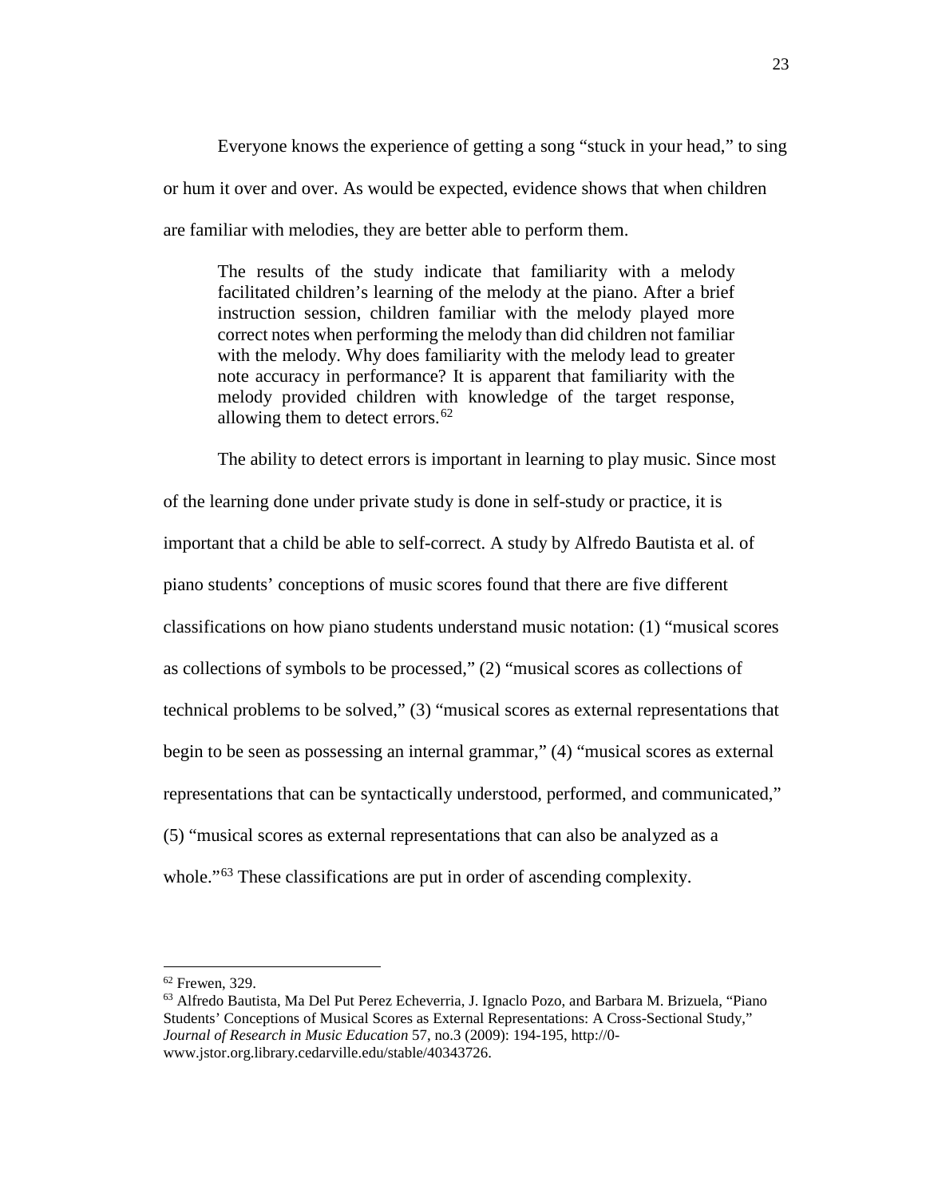Everyone knows the experience of getting a song "stuck in your head," to sing or hum it over and over. As would be expected, evidence shows that when children are familiar with melodies, they are better able to perform them.

> The results of the study indicate that familiarity with a melody facilitated children's learning of the melody at the piano. After a brief instruction session, children familiar with the melody played more correct notes when performing the melody than did children not familiar with the melody. Why does familiarity with the melody lead to greater note accuracy in performance? It is apparent that familiarity with the melody provided children with knowledge of the target response, allowing them to detect errors.[62]

The ability to detect errors is important in learning to play music. Since most of the learning done under private study is done in self-study or practice, it is important that a child be able to self-correct. A study by Alfredo Bautista et al. of piano students' conceptions of music scores found that there are five different classifications on how piano students understand music notation: (1) "musical scores as collections of symbols to be processed," (2) "musical scores as collections of technical problems to be solved," (3) "musical scores as external representations that begin to be seen as possessing an internal grammar," (4) "musical scores as external representations that can be syntactically understood, performed, and communicated," (5) "musical scores as external representations that can also be analyzed as a whole."[63] These classifications are put in order of ascending complexity.

---

[62] Frewen, 329.

[63] Alfredo Bautista, Ma Del Put Perez Echeverria, J. Ignaclo Pozo, and Barbara M. Brizuela, "Piano Students' Conceptions of Musical Scores as External Representations: A Cross-Sectional Study," *Journal of Research in Music Education* 57, no.3 (2009): 194-195, http://0-www.jstor.org.library.cedarville.edu/stable/40343726.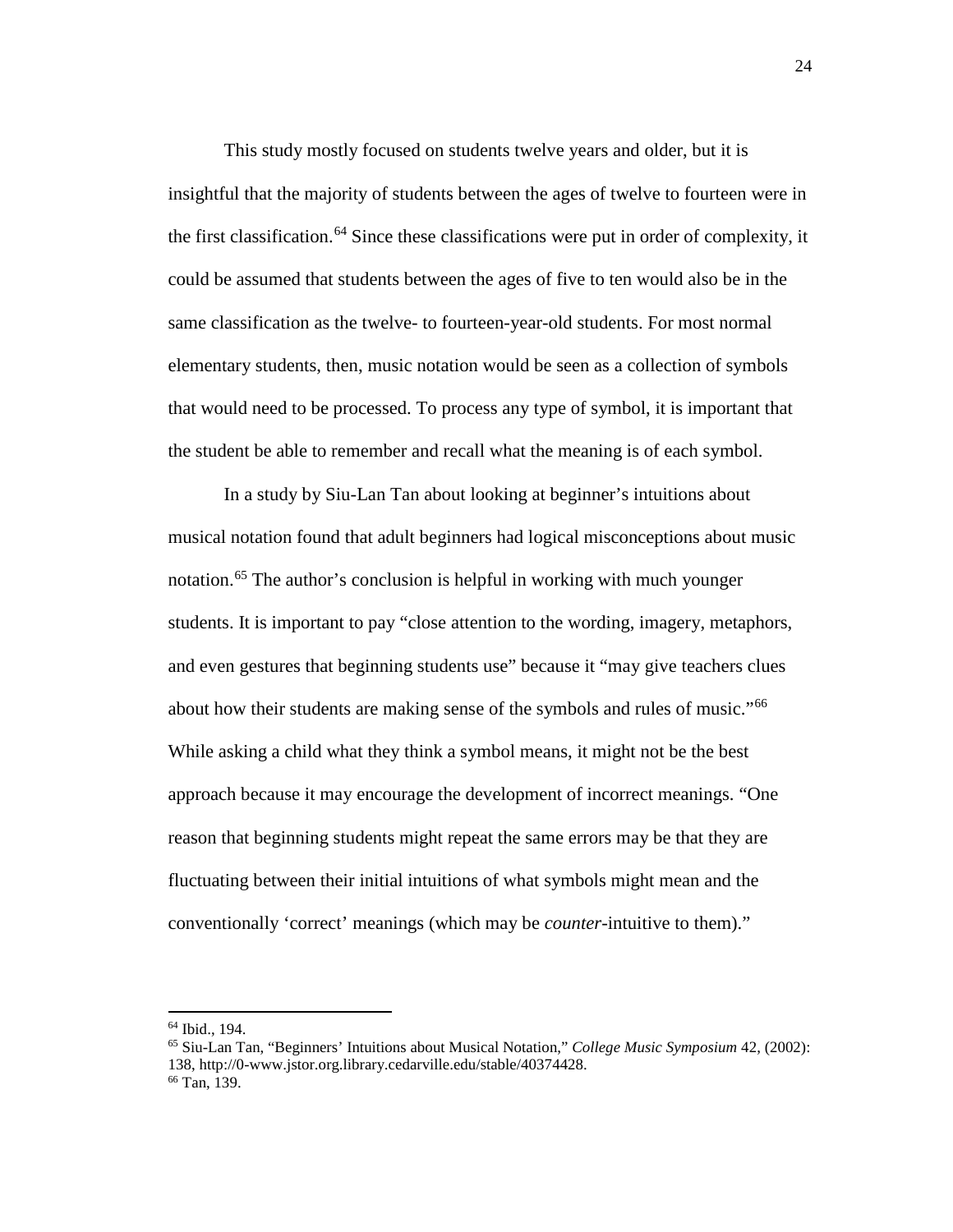This study mostly focused on students twelve years and older, but it is insightful that the majority of students between the ages of twelve to fourteen were in the first classification.[64] Since these classifications were put in order of complexity, it could be assumed that students between the ages of five to ten would also be in the same classification as the twelve- to fourteen-year-old students. For most normal elementary students, then, music notation would be seen as a collection of symbols that would need to be processed. To process any type of symbol, it is important that the student be able to remember and recall what the meaning is of each symbol.

In a study by Siu-Lan Tan about looking at beginner's intuitions about musical notation found that adult beginners had logical misconceptions about music notation.[65] The author's conclusion is helpful in working with much younger students. It is important to pay "close attention to the wording, imagery, metaphors, and even gestures that beginning students use" because it "may give teachers clues about how their students are making sense of the symbols and rules of music."[66] While asking a child what they think a symbol means, it might not be the best approach because it may encourage the development of incorrect meanings. "One reason that beginning students might repeat the same errors may be that they are fluctuating between their initial intuitions of what symbols might mean and the conventionally 'correct' meanings (which may be *counter*-intuitive to them)."

---

[64] Ibid., 194.

[65] Siu-Lan Tan, "Beginners' Intuitions about Musical Notation," *College Music Symposium* 42, (2002): 138, http://0-www.jstor.org.library.cedarville.edu/stable/40374428.

[66] Tan, 139.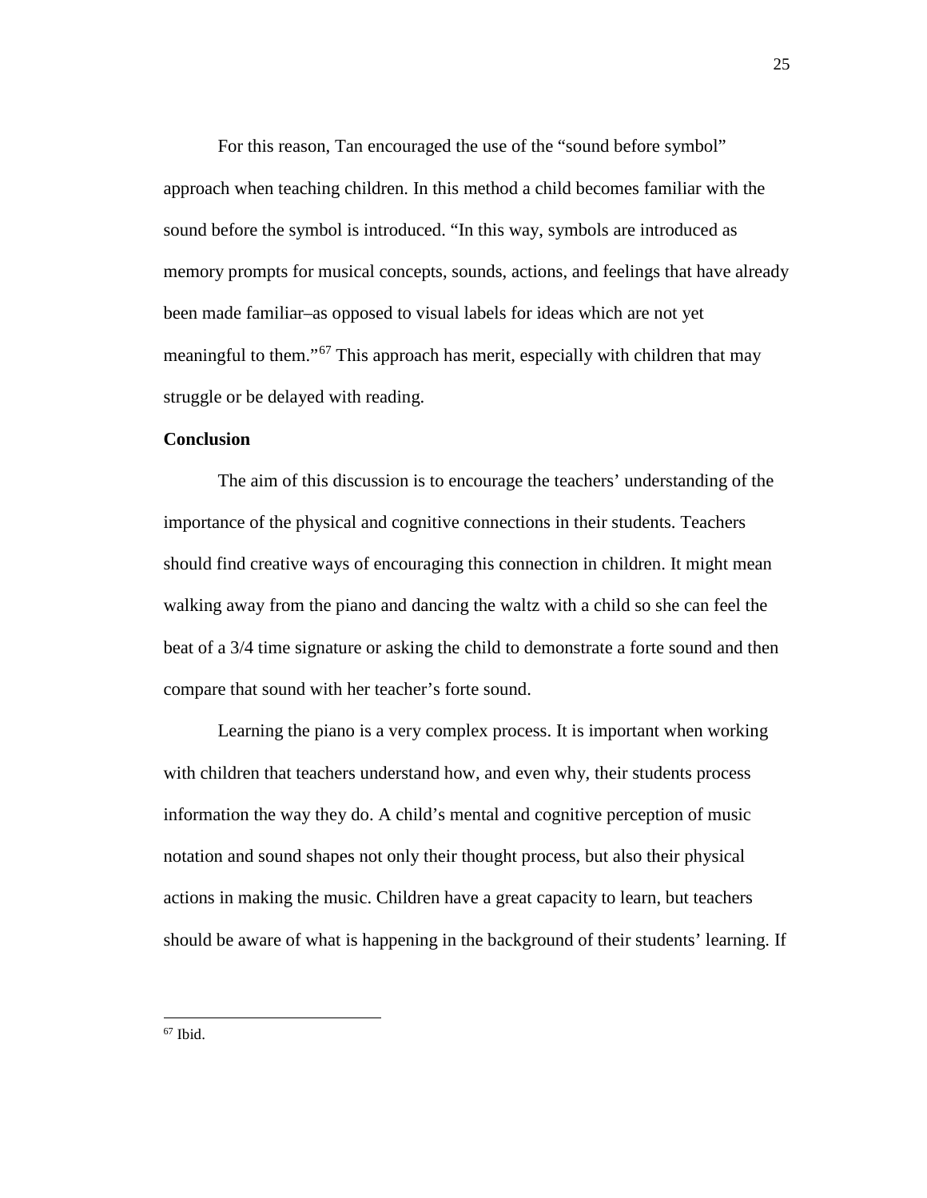For this reason, Tan encouraged the use of the "sound before symbol" approach when teaching children. In this method a child becomes familiar with the sound before the symbol is introduced. "In this way, symbols are introduced as memory prompts for musical concepts, sounds, actions, and feelings that have already been made familiar–as opposed to visual labels for ideas which are not yet meaningful to them."[67] This approach has merit, especially with children that may struggle or be delayed with reading.

**Conclusion**

The aim of this discussion is to encourage the teachers' understanding of the importance of the physical and cognitive connections in their students. Teachers should find creative ways of encouraging this connection in children. It might mean walking away from the piano and dancing the waltz with a child so she can feel the beat of a 3/4 time signature or asking the child to demonstrate a forte sound and then compare that sound with her teacher's forte sound.

Learning the piano is a very complex process. It is important when working with children that teachers understand how, and even why, their students process information the way they do. A child's mental and cognitive perception of music notation and sound shapes not only their thought process, but also their physical actions in making the music. Children have a great capacity to learn, but teachers should be aware of what is happening in the background of their students' learning. If

---

[67] Ibid.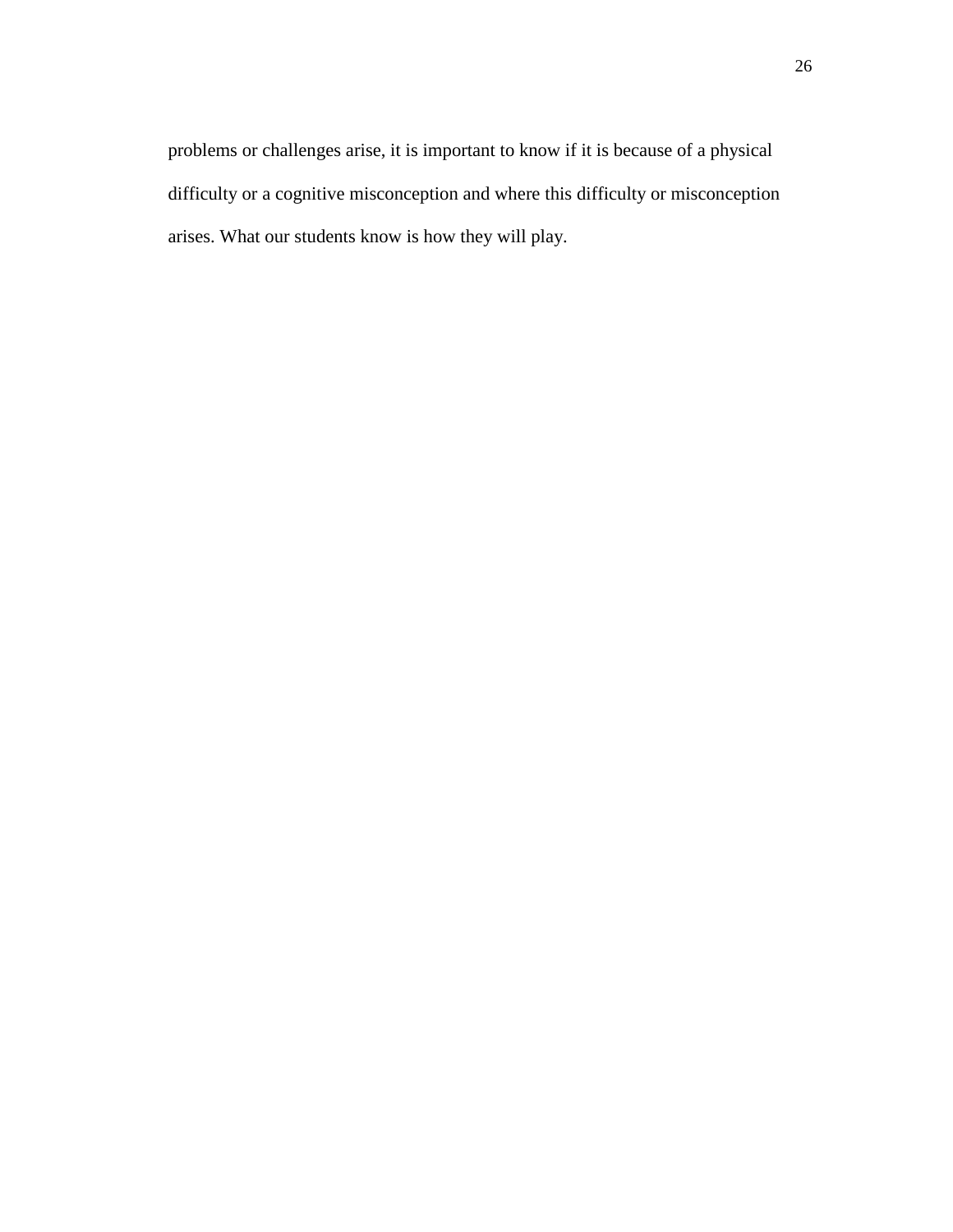problems or challenges arise, it is important to know if it is because of a physical difficulty or a cognitive misconception and where this difficulty or misconception arises. What our students know is how they will play.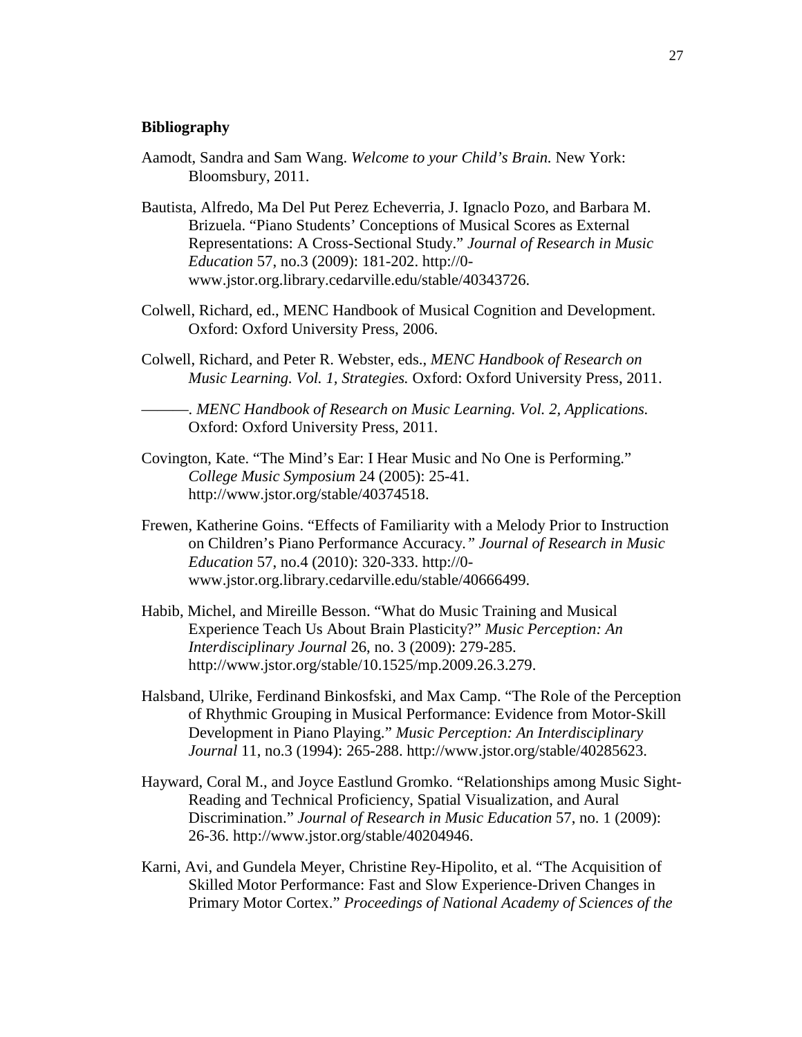**Bibliography**

Aamodt, Sandra and Sam Wang. *Welcome to your Child's Brain.* New York: Bloomsbury, 2011.

Bautista, Alfredo, Ma Del Put Perez Echeverria, J. Ignaclo Pozo, and Barbara M. Brizuela. "Piano Students' Conceptions of Musical Scores as External Representations: A Cross-Sectional Study." *Journal of Research in Music Education* 57, no.3 (2009): 181-202. http://0-www.jstor.org.library.cedarville.edu/stable/40343726.

Colwell, Richard, ed., MENC Handbook of Musical Cognition and Development. Oxford: Oxford University Press, 2006.

Colwell, Richard, and Peter R. Webster, eds., *MENC Handbook of Research on Music Learning. Vol. 1, Strategies.* Oxford: Oxford University Press, 2011.

———. *MENC Handbook of Research on Music Learning. Vol. 2, Applications.* Oxford: Oxford University Press, 2011.

Covington, Kate. "The Mind's Ear: I Hear Music and No One is Performing." *College Music Symposium* 24 (2005): 25-41. http://www.jstor.org/stable/40374518.

Frewen, Katherine Goins. "Effects of Familiarity with a Melody Prior to Instruction on Children's Piano Performance Accuracy*.*" *Journal of Research in Music Education* 57, no.4 (2010): 320-333. http://0-www.jstor.org.library.cedarville.edu/stable/40666499.

Habib, Michel, and Mireille Besson. "What do Music Training and Musical Experience Teach Us About Brain Plasticity?" *Music Perception: An Interdisciplinary Journal* 26, no. 3 (2009): 279-285. http://www.jstor.org/stable/10.1525/mp.2009.26.3.279.

Halsband, Ulrike, Ferdinand Binkosfski, and Max Camp. "The Role of the Perception of Rhythmic Grouping in Musical Performance: Evidence from Motor-Skill Development in Piano Playing." *Music Perception: An Interdisciplinary Journal* 11, no.3 (1994): 265-288. http://www.jstor.org/stable/40285623.

Hayward, Coral M., and Joyce Eastlund Gromko. "Relationships among Music Sight-Reading and Technical Proficiency, Spatial Visualization, and Aural Discrimination." *Journal of Research in Music Education* 57, no. 1 (2009): 26-36. http://www.jstor.org/stable/40204946.

Karni, Avi, and Gundela Meyer, Christine Rey-Hipolito, et al. "The Acquisition of Skilled Motor Performance: Fast and Slow Experience-Driven Changes in Primary Motor Cortex." *Proceedings of National Academy of Sciences of the*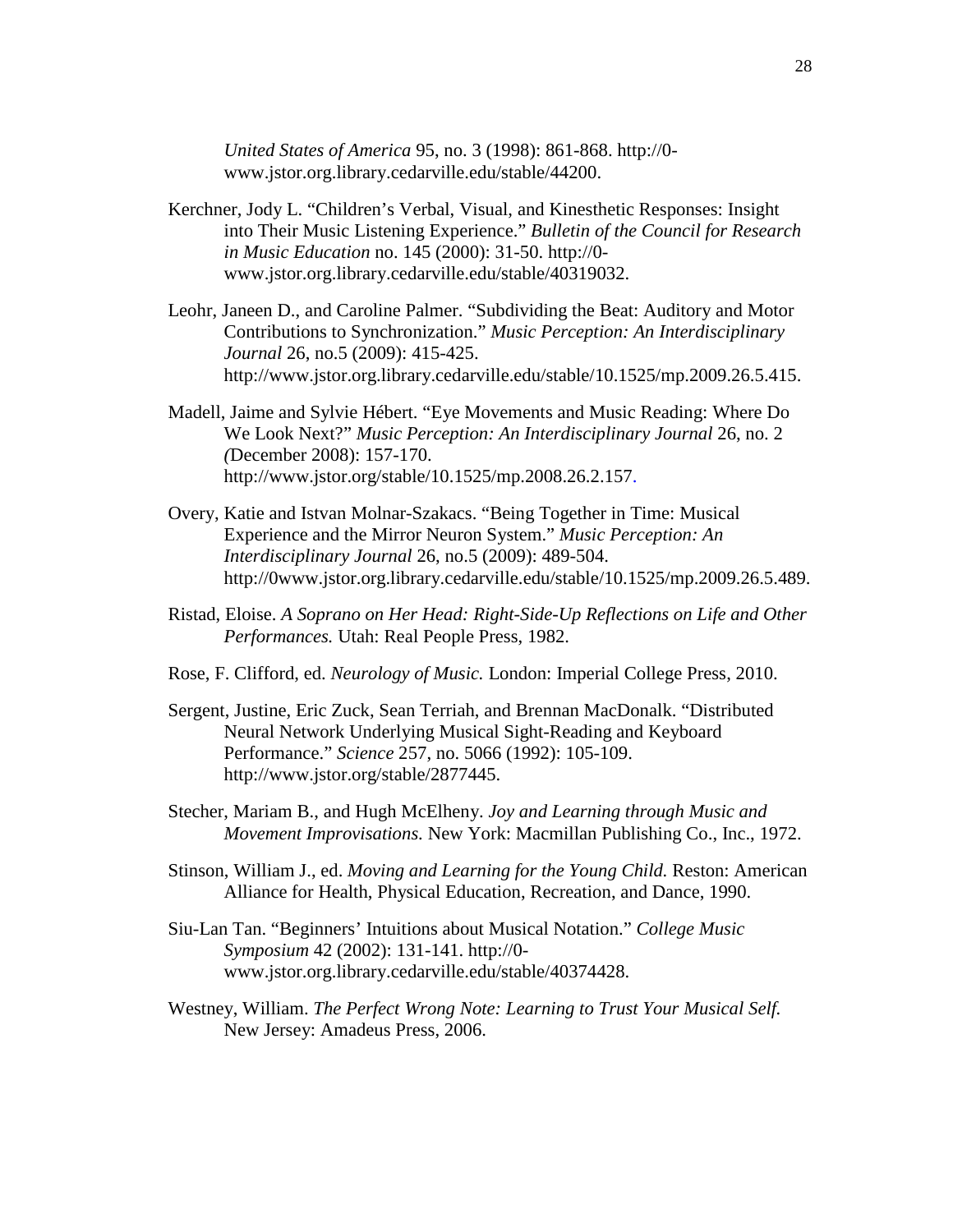*United States of America* 95, no. 3 (1998): 861-868. http://0-www.jstor.org.library.cedarville.edu/stable/44200.

Kerchner, Jody L. “Children’s Verbal, Visual, and Kinesthetic Responses: Insight into Their Music Listening Experience.” *Bulletin of the Council for Research in Music Education* no. 145 (2000): 31-50. http://0-www.jstor.org.library.cedarville.edu/stable/40319032.

Leohr, Janeen D., and Caroline Palmer. “Subdividing the Beat: Auditory and Motor Contributions to Synchronization.” *Music Perception: An Interdisciplinary Journal* 26, no.5 (2009): 415-425. http://www.jstor.org.library.cedarville.edu/stable/10.1525/mp.2009.26.5.415.

Madell, Jaime and Sylvie Hébert. “Eye Movements and Music Reading: Where Do We Look Next?” *Music Perception: An Interdisciplinary Journal* 26, no. 2 (December 2008): 157-170. http://www.jstor.org/stable/10.1525/mp.2008.26.2.157.

Overy, Katie and Istvan Molnar-Szakacs. “Being Together in Time: Musical Experience and the Mirror Neuron System.” *Music Perception: An Interdisciplinary Journal* 26, no.5 (2009): 489-504. http://0www.jstor.org.library.cedarville.edu/stable/10.1525/mp.2009.26.5.489.

Ristad, Eloise. *A Soprano on Her Head: Right-Side-Up Reflections on Life and Other Performances.* Utah: Real People Press, 1982.

Rose, F. Clifford, ed. *Neurology of Music.* London: Imperial College Press, 2010.

Sergent, Justine, Eric Zuck, Sean Terriah, and Brennan MacDonalk. “Distributed Neural Network Underlying Musical Sight-Reading and Keyboard Performance.” *Science* 257, no. 5066 (1992): 105-109. http://www.jstor.org/stable/2877445.

Stecher, Mariam B., and Hugh McElheny. *Joy and Learning through Music and Movement Improvisations.* New York: Macmillan Publishing Co., Inc., 1972.

Stinson, William J., ed. *Moving and Learning for the Young Child.* Reston: American Alliance for Health, Physical Education, Recreation, and Dance, 1990.

Siu-Lan Tan. “Beginners’ Intuitions about Musical Notation.” *College Music Symposium* 42 (2002): 131-141. http://0-www.jstor.org.library.cedarville.edu/stable/40374428.

Westney, William. *The Perfect Wrong Note: Learning to Trust Your Musical Self.* New Jersey: Amadeus Press, 2006.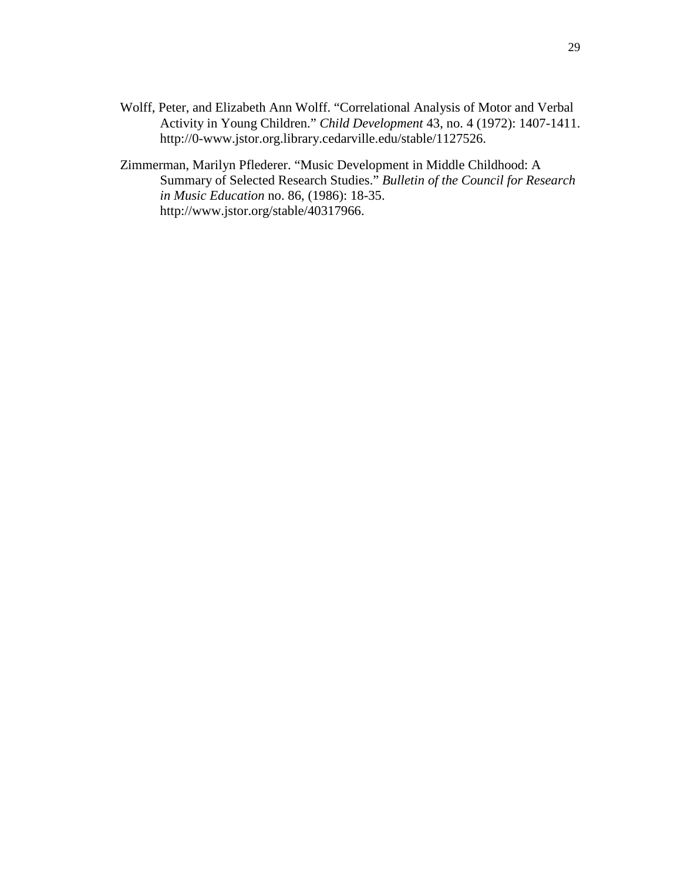Wolff, Peter, and Elizabeth Ann Wolff. "Correlational Analysis of Motor and Verbal Activity in Young Children." *Child Development* 43, no. 4 (1972): 1407-1411. http://0-www.jstor.org.library.cedarville.edu/stable/1127526.

Zimmerman, Marilyn Pflederer. "Music Development in Middle Childhood: A Summary of Selected Research Studies." *Bulletin of the Council for Research in Music Education* no. 86, (1986): 18-35. http://www.jstor.org/stable/40317966.